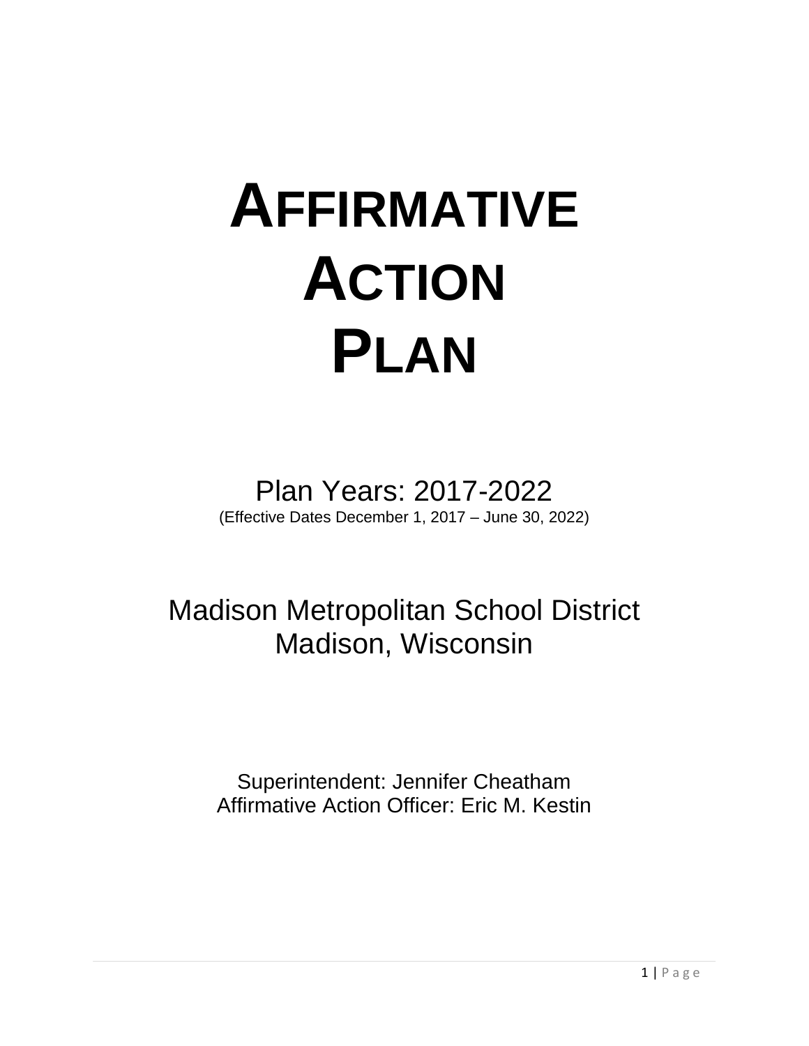# Affirmative Action Plan

Plan Years: 2017-2022

(Effective Dates December 1, 2017 – June 30, 2022)

Madison Metropolitan School District

Madison, Wisconsin

Superintendent: Jennifer Cheatham

Affirmative Action Officer: Eric M. Kestin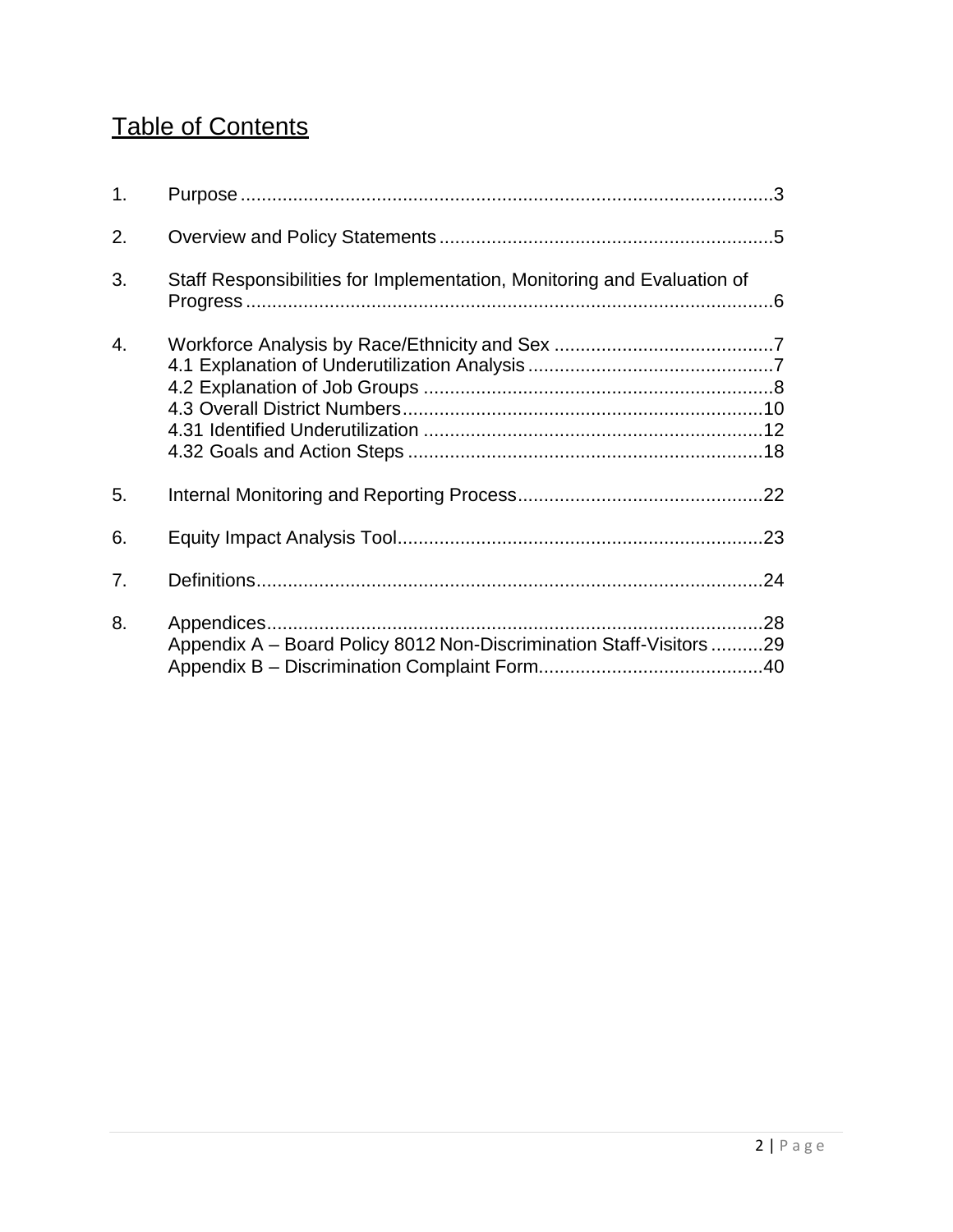# Table of Contents

1. Purpose ........................................................................................................ 3
2. Overview and Policy Statements ..................................................................... 5
3. Staff Responsibilities for Implementation, Monitoring and Evaluation of Progress ........................................................................................................ 6
4. Workforce Analysis by Race/Ethnicity and Sex ................................................ 7
   - 4.1 Explanation of Underutilization Analysis .................................................. 7
   - 4.2 Explanation of Job Groups ....................................................................... 8
   - 4.3 Overall District Numbers .......................................................................... 10
   - 4.31 Identified Underutilization ..................................................................... 12
   - 4.32 Goals and Action Steps ......................................................................... 18
5. Internal Monitoring and Reporting Process ...................................................... 22
6. Equity Impact Analysis Tool ............................................................................. 23
7. Definitions ........................................................................................................ 24
8. Appendices ....................................................................................................... 28
   - Appendix A – Board Policy 8012 Non-Discrimination Staff-Visitors ................ 29
   - Appendix B – Discrimination Complaint Form .................................................. 40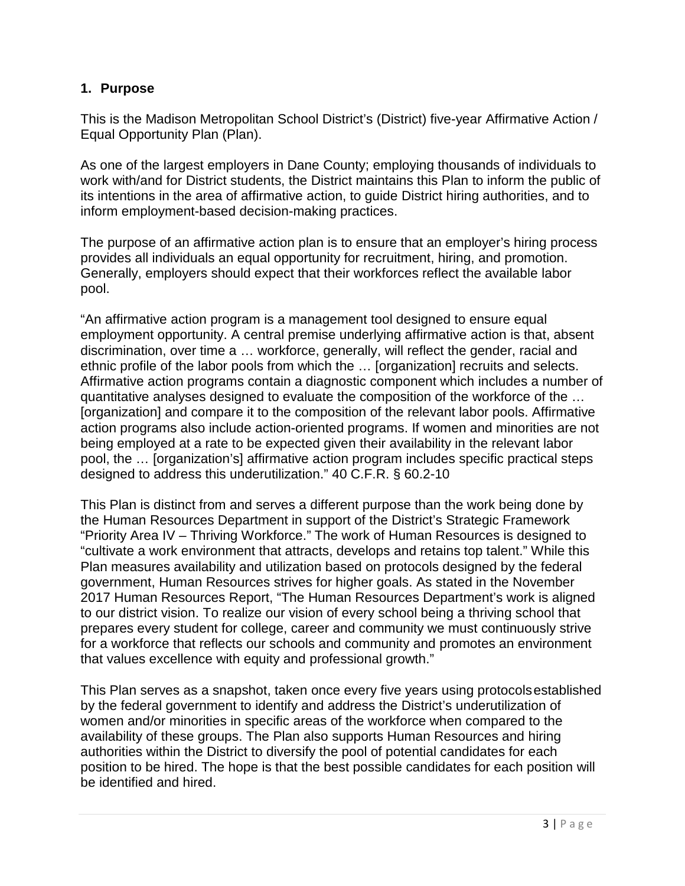## 1. Purpose

This is the Madison Metropolitan School District's (District) five-year Affirmative Action / Equal Opportunity Plan (Plan).

As one of the largest employers in Dane County; employing thousands of individuals to work with/and for District students, the District maintains this Plan to inform the public of its intentions in the area of affirmative action, to guide District hiring authorities, and to inform employment-based decision-making practices.

The purpose of an affirmative action plan is to ensure that an employer's hiring process provides all individuals an equal opportunity for recruitment, hiring, and promotion. Generally, employers should expect that their workforces reflect the available labor pool.

"An affirmative action program is a management tool designed to ensure equal employment opportunity. A central premise underlying affirmative action is that, absent discrimination, over time a … workforce, generally, will reflect the gender, racial and ethnic profile of the labor pools from which the … [organization] recruits and selects. Affirmative action programs contain a diagnostic component which includes a number of quantitative analyses designed to evaluate the composition of the workforce of the … [organization] and compare it to the composition of the relevant labor pools. Affirmative action programs also include action-oriented programs. If women and minorities are not being employed at a rate to be expected given their availability in the relevant labor pool, the … [organization's] affirmative action program includes specific practical steps designed to address this underutilization." 40 C.F.R. § 60.2-10

This Plan is distinct from and serves a different purpose than the work being done by the Human Resources Department in support of the District's Strategic Framework "Priority Area IV – Thriving Workforce." The work of Human Resources is designed to "cultivate a work environment that attracts, develops and retains top talent." While this Plan measures availability and utilization based on protocols designed by the federal government, Human Resources strives for higher goals. As stated in the November 2017 Human Resources Report, "The Human Resources Department's work is aligned to our district vision. To realize our vision of every school being a thriving school that prepares every student for college, career and community we must continuously strive for a workforce that reflects our schools and community and promotes an environment that values excellence with equity and professional growth."

This Plan serves as a snapshot, taken once every five years using protocols established by the federal government to identify and address the District's underutilization of women and/or minorities in specific areas of the workforce when compared to the availability of these groups. The Plan also supports Human Resources and hiring authorities within the District to diversify the pool of potential candidates for each position to be hired. The hope is that the best possible candidates for each position will be identified and hired.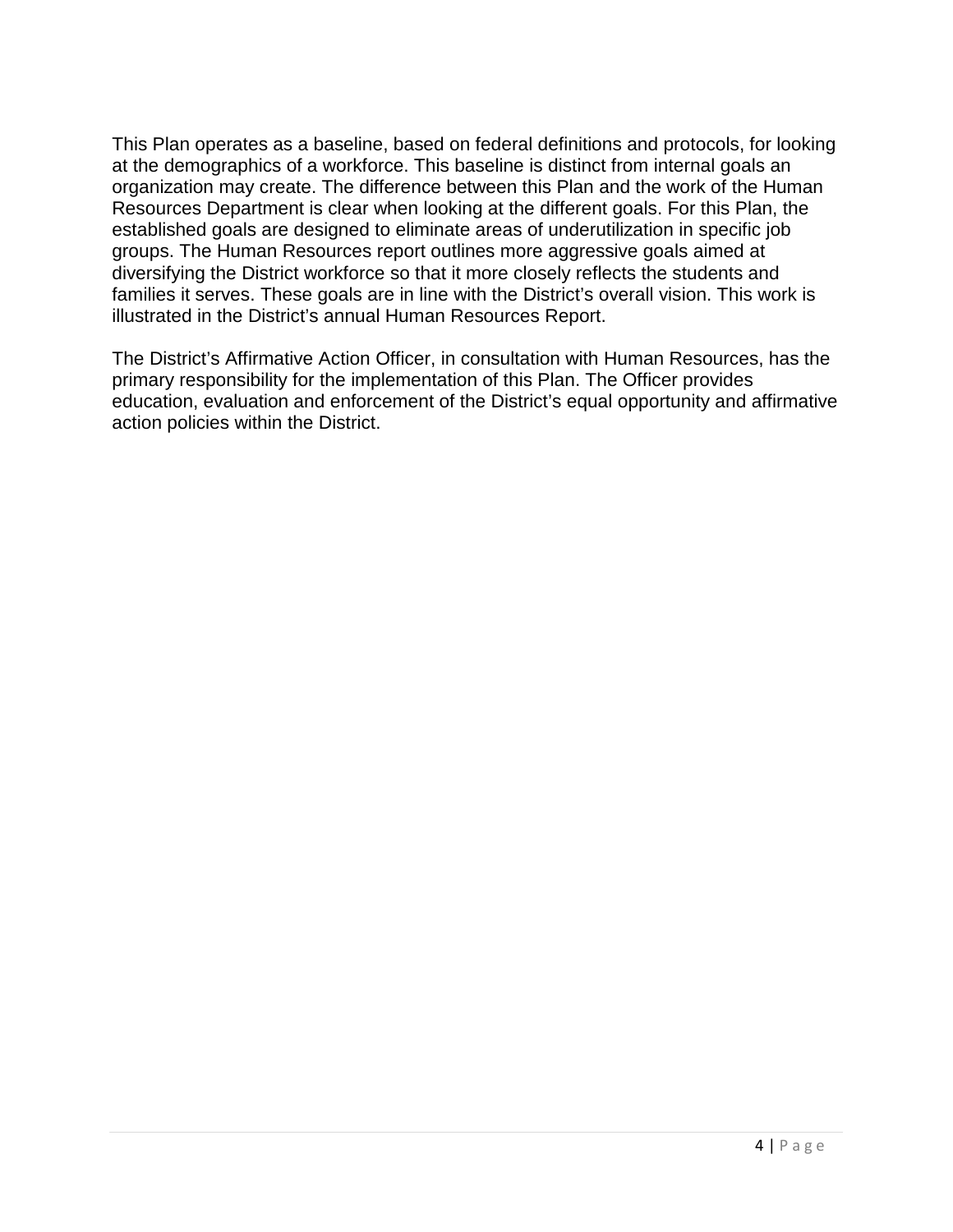This Plan operates as a baseline, based on federal definitions and protocols, for looking at the demographics of a workforce. This baseline is distinct from internal goals an organization may create. The difference between this Plan and the work of the Human Resources Department is clear when looking at the different goals. For this Plan, the established goals are designed to eliminate areas of underutilization in specific job groups. The Human Resources report outlines more aggressive goals aimed at diversifying the District workforce so that it more closely reflects the students and families it serves. These goals are in line with the District's overall vision. This work is illustrated in the District's annual Human Resources Report.

The District's Affirmative Action Officer, in consultation with Human Resources, has the primary responsibility for the implementation of this Plan. The Officer provides education, evaluation and enforcement of the District's equal opportunity and affirmative action policies within the District.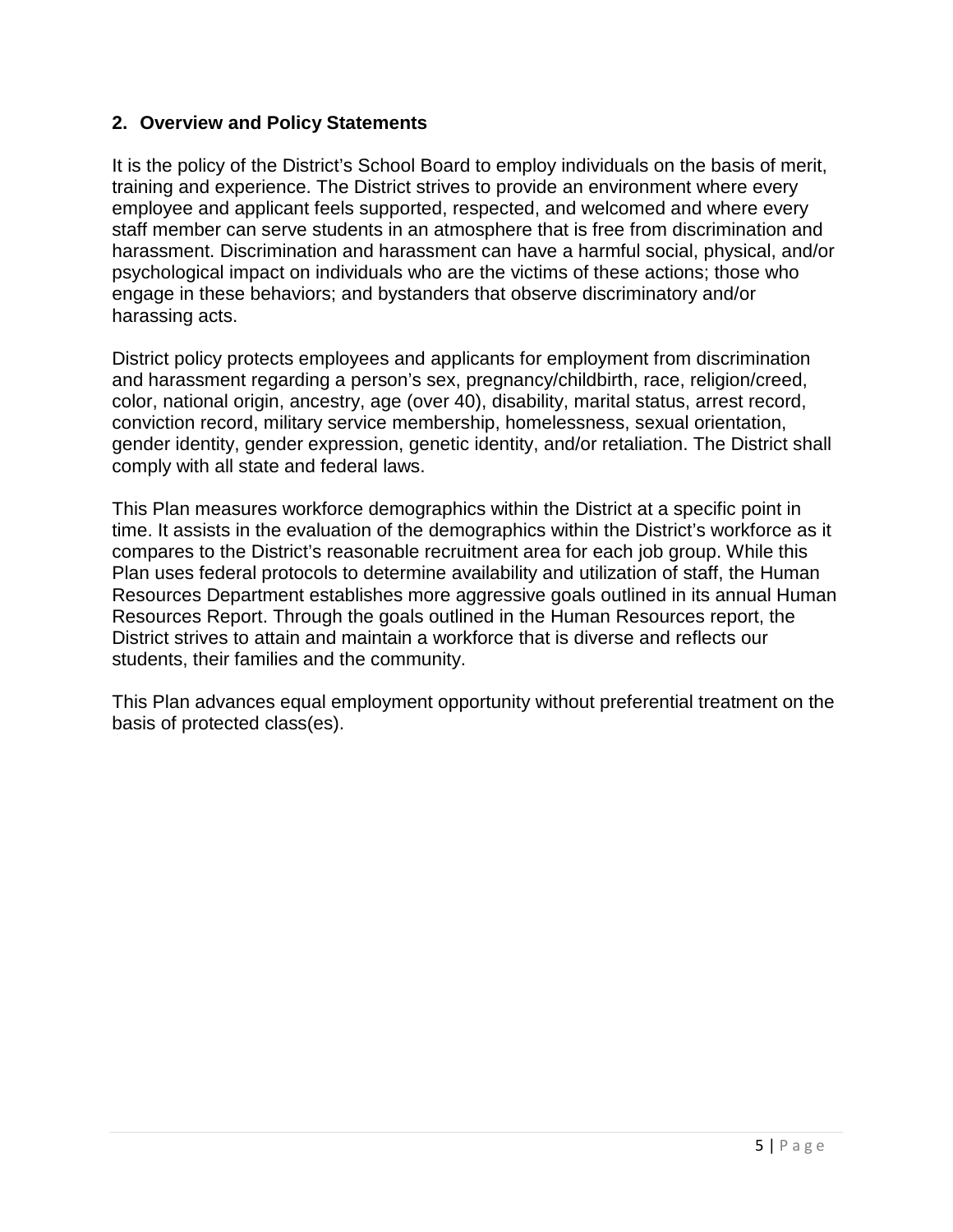## 2. Overview and Policy Statements

It is the policy of the District's School Board to employ individuals on the basis of merit, training and experience. The District strives to provide an environment where every employee and applicant feels supported, respected, and welcomed and where every staff member can serve students in an atmosphere that is free from discrimination and harassment. Discrimination and harassment can have a harmful social, physical, and/or psychological impact on individuals who are the victims of these actions; those who engage in these behaviors; and bystanders that observe discriminatory and/or harassing acts.

District policy protects employees and applicants for employment from discrimination and harassment regarding a person's sex, pregnancy/childbirth, race, religion/creed, color, national origin, ancestry, age (over 40), disability, marital status, arrest record, conviction record, military service membership, homelessness, sexual orientation, gender identity, gender expression, genetic identity, and/or retaliation. The District shall comply with all state and federal laws.

This Plan measures workforce demographics within the District at a specific point in time. It assists in the evaluation of the demographics within the District's workforce as it compares to the District's reasonable recruitment area for each job group. While this Plan uses federal protocols to determine availability and utilization of staff, the Human Resources Department establishes more aggressive goals outlined in its annual Human Resources Report. Through the goals outlined in the Human Resources report, the District strives to attain and maintain a workforce that is diverse and reflects our students, their families and the community.

This Plan advances equal employment opportunity without preferential treatment on the basis of protected class(es).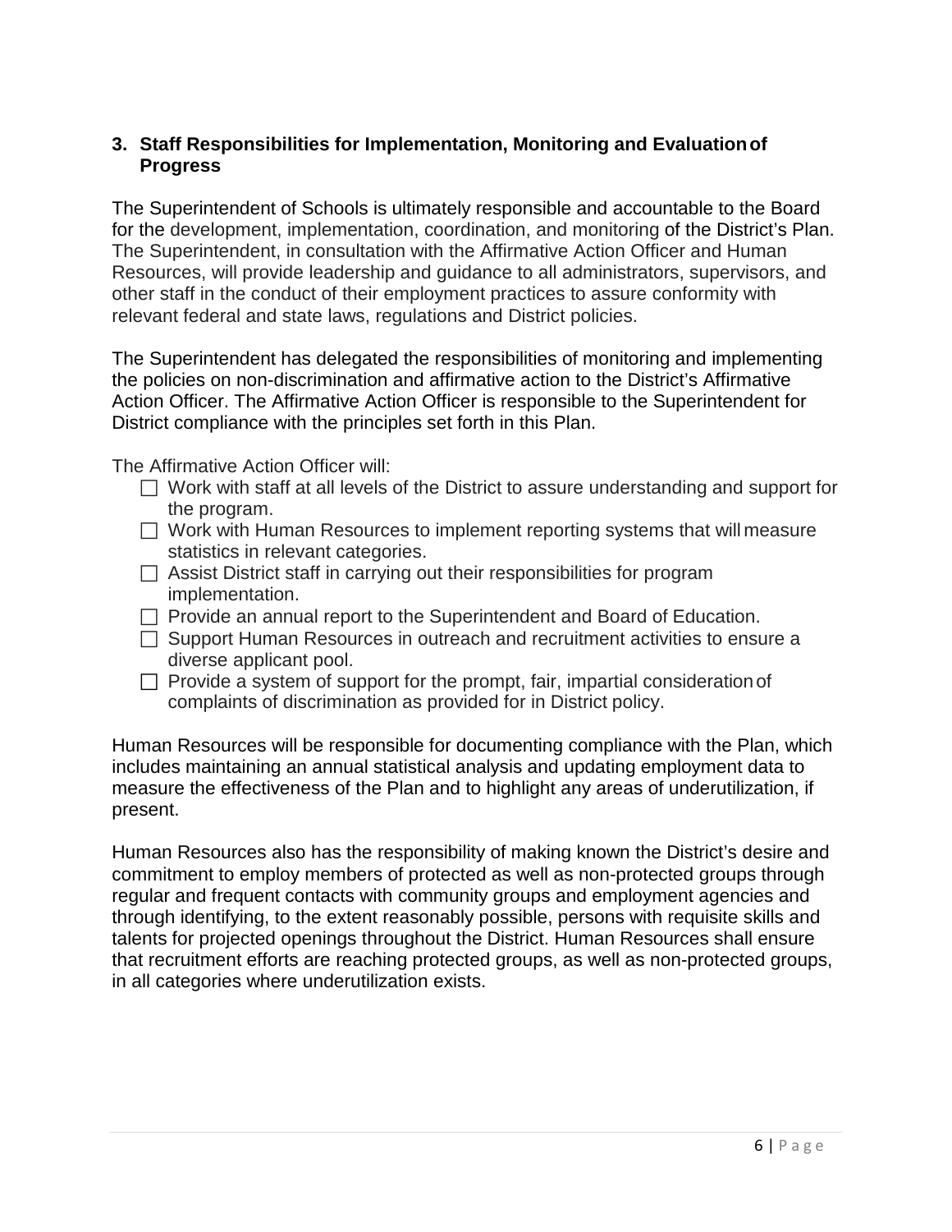### 3. Staff Responsibilities for Implementation, Monitoring and Evaluation of Progress

The Superintendent of Schools is ultimately responsible and accountable to the Board for the development, implementation, coordination, and monitoring of the District's Plan. The Superintendent, in consultation with the Affirmative Action Officer and Human Resources, will provide leadership and guidance to all administrators, supervisors, and other staff in the conduct of their employment practices to assure conformity with relevant federal and state laws, regulations and District policies.

The Superintendent has delegated the responsibilities of monitoring and implementing the policies on non-discrimination and affirmative action to the District's Affirmative Action Officer. The Affirmative Action Officer is responsible to the Superintendent for District compliance with the principles set forth in this Plan.

The Affirmative Action Officer will:

- ☐ Work with staff at all levels of the District to assure understanding and support for the program.
- ☐ Work with Human Resources to implement reporting systems that will measure statistics in relevant categories.
- ☐ Assist District staff in carrying out their responsibilities for program implementation.
- ☐ Provide an annual report to the Superintendent and Board of Education.
- ☐ Support Human Resources in outreach and recruitment activities to ensure a diverse applicant pool.
- ☐ Provide a system of support for the prompt, fair, impartial consideration of complaints of discrimination as provided for in District policy.

Human Resources will be responsible for documenting compliance with the Plan, which includes maintaining an annual statistical analysis and updating employment data to measure the effectiveness of the Plan and to highlight any areas of underutilization, if present.

Human Resources also has the responsibility of making known the District's desire and commitment to employ members of protected as well as non-protected groups through regular and frequent contacts with community groups and employment agencies and through identifying, to the extent reasonably possible, persons with requisite skills and talents for projected openings throughout the District. Human Resources shall ensure that recruitment efforts are reaching protected groups, as well as non-protected groups, in all categories where underutilization exists.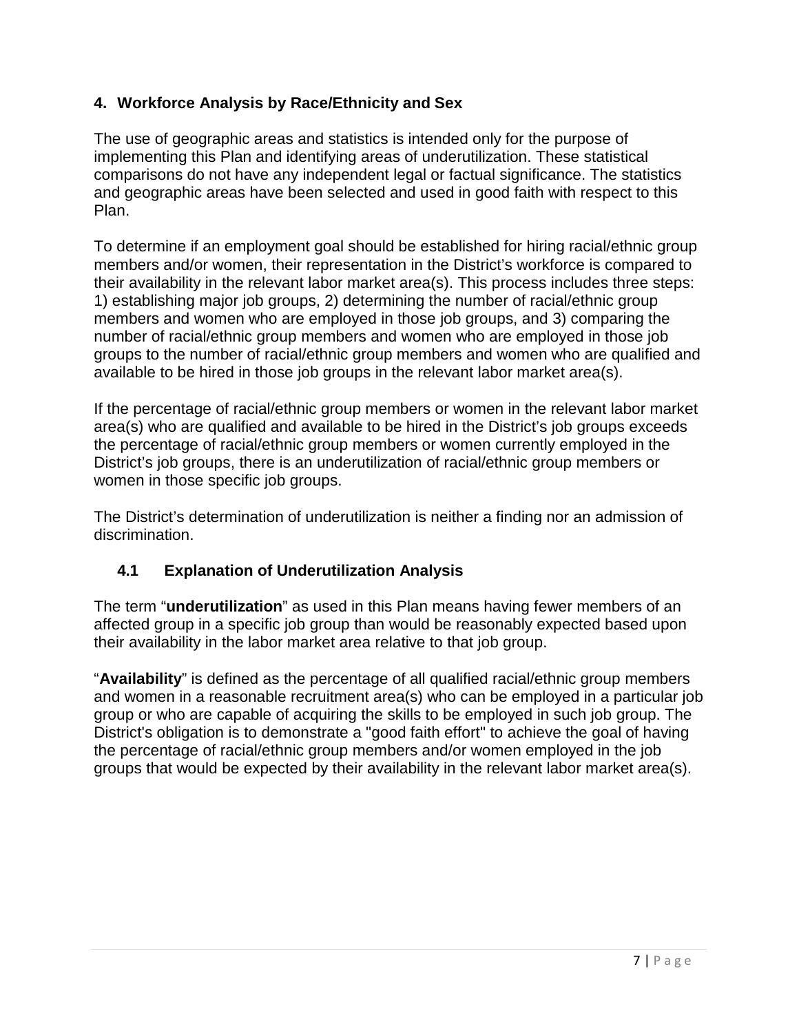## 4. Workforce Analysis by Race/Ethnicity and Sex

The use of geographic areas and statistics is intended only for the purpose of implementing this Plan and identifying areas of underutilization. These statistical comparisons do not have any independent legal or factual significance. The statistics and geographic areas have been selected and used in good faith with respect to this Plan.

To determine if an employment goal should be established for hiring racial/ethnic group members and/or women, their representation in the District's workforce is compared to their availability in the relevant labor market area(s). This process includes three steps: 1) establishing major job groups, 2) determining the number of racial/ethnic group members and women who are employed in those job groups, and 3) comparing the number of racial/ethnic group members and women who are employed in those job groups to the number of racial/ethnic group members and women who are qualified and available to be hired in those job groups in the relevant labor market area(s).

If the percentage of racial/ethnic group members or women in the relevant labor market area(s) who are qualified and available to be hired in the District's job groups exceeds the percentage of racial/ethnic group members or women currently employed in the District's job groups, there is an underutilization of racial/ethnic group members or women in those specific job groups.

The District's determination of underutilization is neither a finding nor an admission of discrimination.

### 4.1 Explanation of Underutilization Analysis

The term "**underutilization**" as used in this Plan means having fewer members of an affected group in a specific job group than would be reasonably expected based upon their availability in the labor market area relative to that job group.

"**Availability**" is defined as the percentage of all qualified racial/ethnic group members and women in a reasonable recruitment area(s) who can be employed in a particular job group or who are capable of acquiring the skills to be employed in such job group. The District's obligation is to demonstrate a "good faith effort" to achieve the goal of having the percentage of racial/ethnic group members and/or women employed in the job groups that would be expected by their availability in the relevant labor market area(s).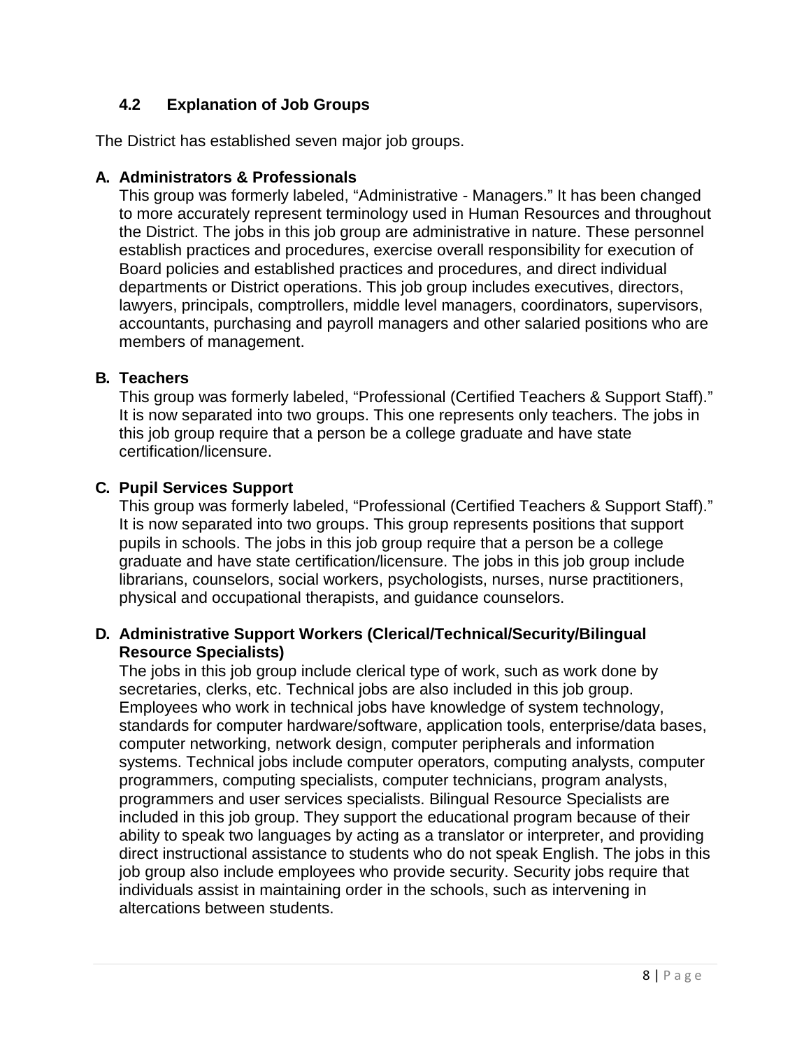### 4.2 Explanation of Job Groups

The District has established seven major job groups.

**A. Administrators & Professionals**

This group was formerly labeled, "Administrative - Managers." It has been changed to more accurately represent terminology used in Human Resources and throughout the District. The jobs in this job group are administrative in nature. These personnel establish practices and procedures, exercise overall responsibility for execution of Board policies and established practices and procedures, and direct individual departments or District operations. This job group includes executives, directors, lawyers, principals, comptrollers, middle level managers, coordinators, supervisors, accountants, purchasing and payroll managers and other salaried positions who are members of management.

**B. Teachers**

This group was formerly labeled, "Professional (Certified Teachers & Support Staff)." It is now separated into two groups. This one represents only teachers. The jobs in this job group require that a person be a college graduate and have state certification/licensure.

**C. Pupil Services Support**

This group was formerly labeled, "Professional (Certified Teachers & Support Staff)." It is now separated into two groups. This group represents positions that support pupils in schools. The jobs in this job group require that a person be a college graduate and have state certification/licensure. The jobs in this job group include librarians, counselors, social workers, psychologists, nurses, nurse practitioners, physical and occupational therapists, and guidance counselors.

**D. Administrative Support Workers (Clerical/Technical/Security/Bilingual Resource Specialists)**

The jobs in this job group include clerical type of work, such as work done by secretaries, clerks, etc. Technical jobs are also included in this job group. Employees who work in technical jobs have knowledge of system technology, standards for computer hardware/software, application tools, enterprise/data bases, computer networking, network design, computer peripherals and information systems. Technical jobs include computer operators, computing analysts, computer programmers, computing specialists, computer technicians, program analysts, programmers and user services specialists. Bilingual Resource Specialists are included in this job group. They support the educational program because of their ability to speak two languages by acting as a translator or interpreter, and providing direct instructional assistance to students who do not speak English. The jobs in this job group also include employees who provide security. Security jobs require that individuals assist in maintaining order in the schools, such as intervening in altercations between students.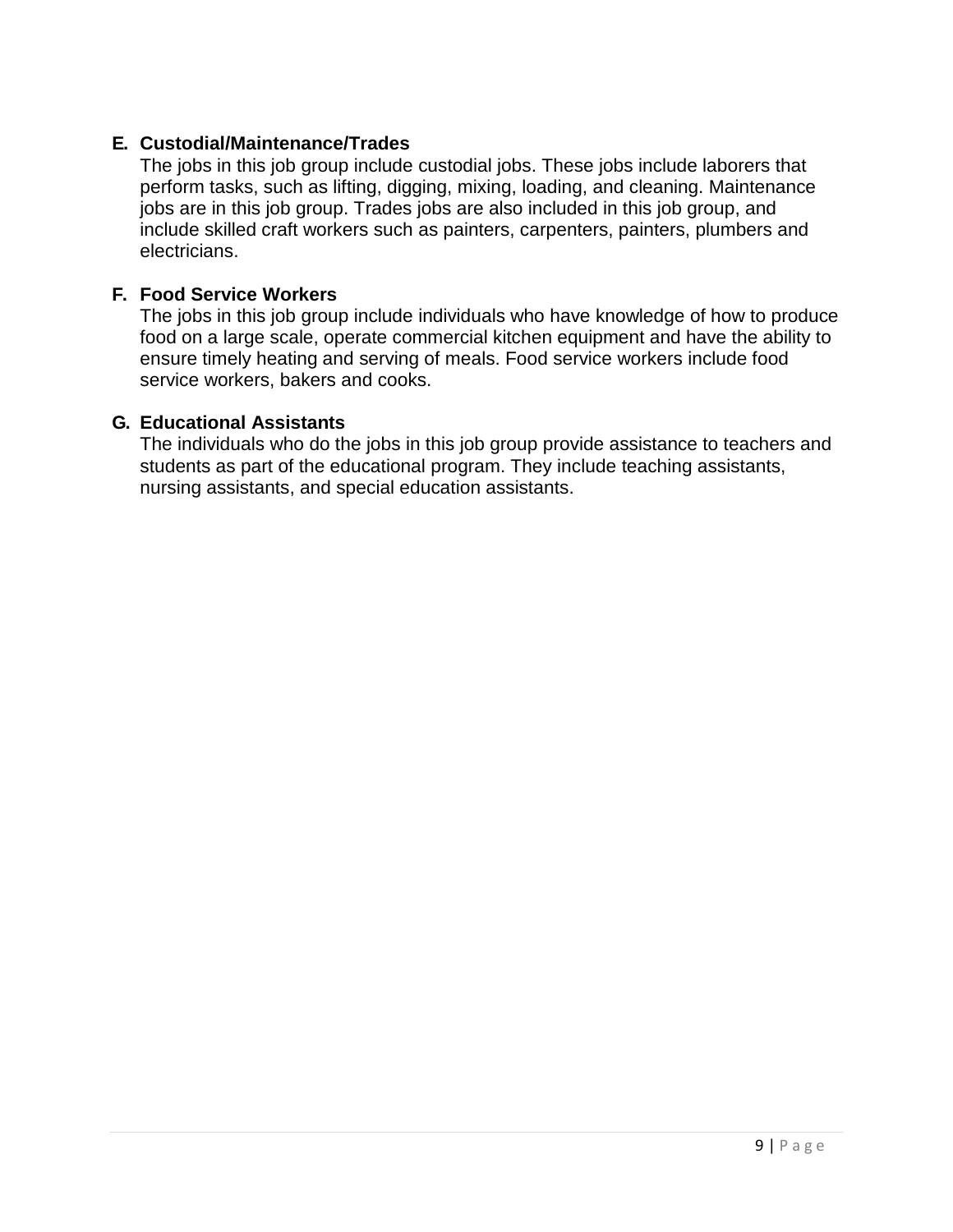**E. Custodial/Maintenance/Trades**

The jobs in this job group include custodial jobs. These jobs include laborers that perform tasks, such as lifting, digging, mixing, loading, and cleaning. Maintenance jobs are in this job group. Trades jobs are also included in this job group, and include skilled craft workers such as painters, carpenters, painters, plumbers and electricians.

**F. Food Service Workers**

The jobs in this job group include individuals who have knowledge of how to produce food on a large scale, operate commercial kitchen equipment and have the ability to ensure timely heating and serving of meals. Food service workers include food service workers, bakers and cooks.

**G. Educational Assistants**

The individuals who do the jobs in this job group provide assistance to teachers and students as part of the educational program. They include teaching assistants, nursing assistants, and special education assistants.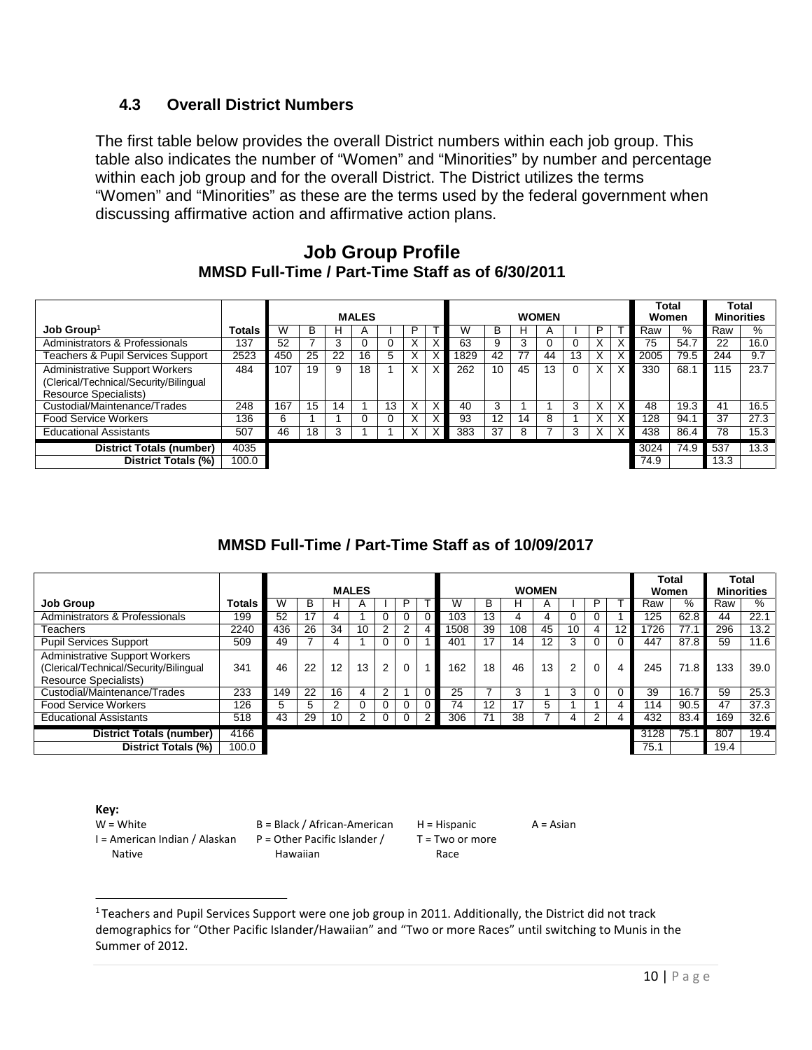### 4.3 Overall District Numbers

The first table below provides the overall District numbers within each job group. This table also indicates the number of "Women" and "Minorities" by number and percentage within each job group and for the overall District. The District utilizes the terms "Women" and "Minorities" as these are the terms used by the federal government when discussing affirmative action and affirmative action plans.

## Job Group Profile

**MMSD Full-Time / Part-Time Staff as of 6/30/2011**

| | | MALES | | | | | | | WOMEN | | | | | | | Total Women | | Total Minorities | |
|---|---|---|---|---|---|---|---|---|---|---|---|---|---|---|---|---|---|---|---|
| **Job Group**[1] | **Totals** | W | B | H | A | I | P | T | W | B | H | A | I | P | T | Raw | % | Raw | % |
| Administrators & Professionals | 137 | 52 | 7 | 3 | 0 | 0 | X | X | 63 | 9 | 3 | 0 | 0 | X | X | 75 | 54.7 | 22 | 16.0 |
| Teachers & Pupil Services Support | 2523 | 450 | 25 | 22 | 16 | 5 | X | X | 1829 | 42 | 77 | 44 | 13 | X | X | 2005 | 79.5 | 244 | 9.7 |
| Administrative Support Workers (Clerical/Technical/Security/Bilingual Resource Specialists) | 484 | 107 | 19 | 9 | 18 | 1 | X | X | 262 | 10 | 45 | 13 | 0 | X | X | 330 | 68.1 | 115 | 23.7 |
| Custodial/Maintenance/Trades | 248 | 167 | 15 | 14 | 1 | 13 | X | X | 40 | 3 | 1 | 1 | 3 | X | X | 48 | 19.3 | 41 | 16.5 |
| Food Service Workers | 136 | 6 | 1 | 1 | 0 | 0 | X | X | 93 | 12 | 14 | 8 | 1 | X | X | 128 | 94.1 | 37 | 27.3 |
| Educational Assistants | 507 | 46 | 18 | 3 | 1 | 1 | X | X | 383 | 37 | 8 | 7 | 3 | X | X | 438 | 86.4 | 78 | 15.3 |
| **District Totals (number)** | 4035 | | | | | | | | | | | | | | | 3024 | 74.9 | 537 | 13.3 |
| **District Totals (%)** | 100.0 | | | | | | | | | | | | | | | 74.9 | | 13.3 | |

**MMSD Full-Time / Part-Time Staff as of 10/09/2017**

| | | MALES | | | | | | | WOMEN | | | | | | | Total Women | | Total Minorities | |
|---|---|---|---|---|---|---|---|---|---|---|---|---|---|---|---|---|---|---|---|
| **Job Group** | **Totals** | W | B | H | A | I | P | T | W | B | H | A | I | P | T | Raw | % | Raw | % |
| Administrators & Professionals | 199 | 52 | 17 | 4 | 1 | 0 | 0 | 0 | 103 | 13 | 4 | 4 | 0 | 0 | 1 | 125 | 62.8 | 44 | 22.1 |
| Teachers | 2240 | 436 | 26 | 34 | 10 | 2 | 2 | 4 | 1508 | 39 | 108 | 45 | 10 | 4 | 12 | 1726 | 77.1 | 296 | 13.2 |
| Pupil Services Support | 509 | 49 | 7 | 4 | 1 | 0 | 0 | 1 | 401 | 17 | 14 | 12 | 3 | 0 | 0 | 447 | 87.8 | 59 | 11.6 |
| Administrative Support Workers (Clerical/Technical/Security/Bilingual Resource Specialists) | 341 | 46 | 22 | 12 | 13 | 2 | 0 | 1 | 162 | 18 | 46 | 13 | 2 | 0 | 4 | 245 | 71.8 | 133 | 39.0 |
| Custodial/Maintenance/Trades | 233 | 149 | 22 | 16 | 4 | 2 | 1 | 0 | 25 | 7 | 3 | 1 | 3 | 0 | 0 | 39 | 16.7 | 59 | 25.3 |
| Food Service Workers | 126 | 5 | 5 | 2 | 0 | 0 | 0 | 0 | 74 | 12 | 17 | 5 | 1 | 1 | 4 | 114 | 90.5 | 47 | 37.3 |
| Educational Assistants | 518 | 43 | 29 | 10 | 2 | 0 | 0 | 2 | 306 | 71 | 38 | 7 | 4 | 2 | 4 | 432 | 83.4 | 169 | 32.6 |
| **District Totals (number)** | 4166 | | | | | | | | | | | | | | | 3128 | 75.1 | 807 | 19.4 |
| **District Totals (%)** | 100.0 | | | | | | | | | | | | | | | 75.1 | | 19.4 | |

**Key:**

W = White | B = Black / African-American | H = Hispanic | A = Asian
I = American Indian / Alaskan Native | P = Other Pacific Islander / Hawaiian | T = Two or more Race

[1] Teachers and Pupil Services Support were one job group in 2011. Additionally, the District did not track demographics for "Other Pacific Islander/Hawaiian" and "Two or more Races" until switching to Munis in the Summer of 2012.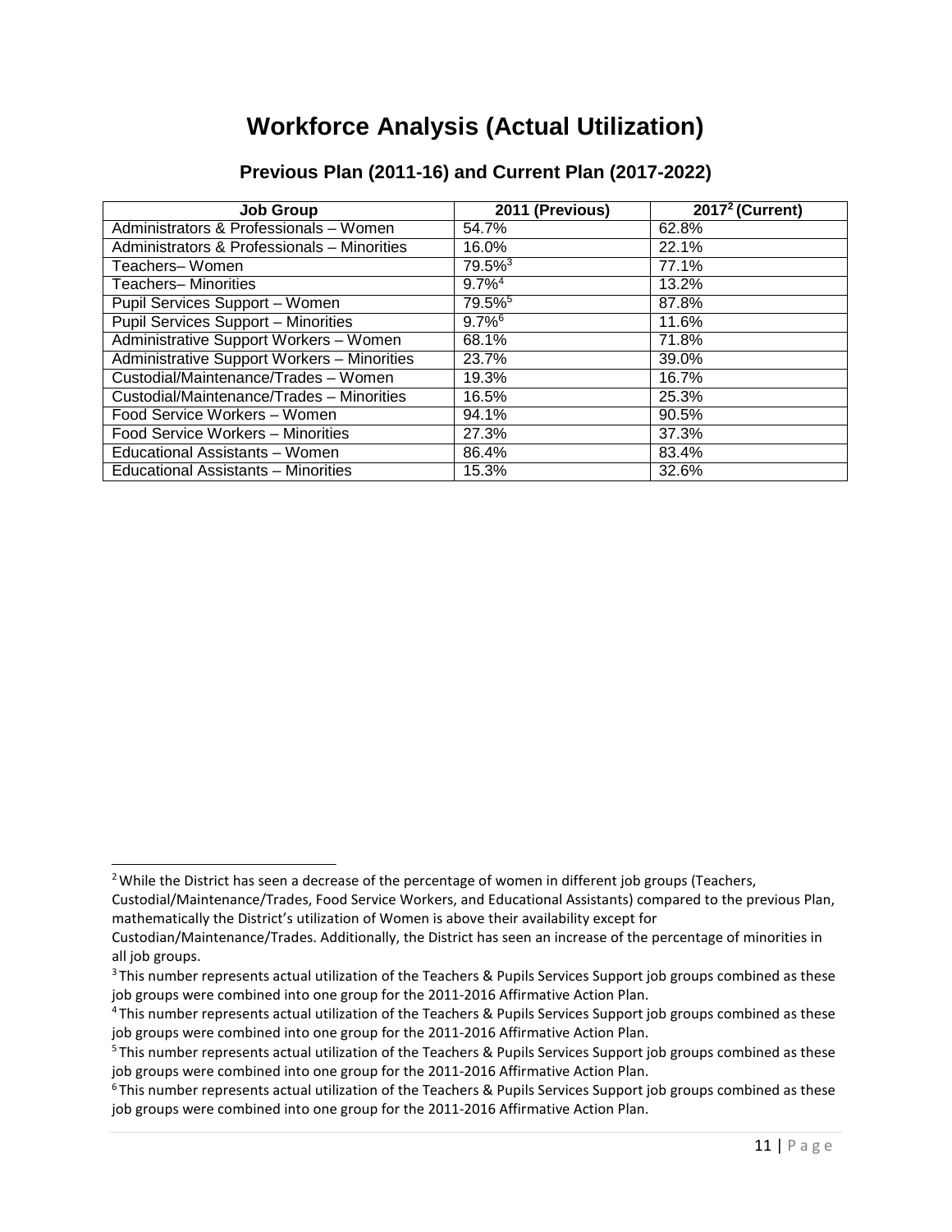# Workforce Analysis (Actual Utilization)

## Previous Plan (2011-16) and Current Plan (2017-2022)

| Job Group | 2011 (Previous) | 2017[2] (Current) |
|---|---|---|
| Administrators & Professionals – Women | 54.7% | 62.8% |
| Administrators & Professionals – Minorities | 16.0% | 22.1% |
| Teachers– Women | 79.5%[3] | 77.1% |
| Teachers– Minorities | 9.7%[4] | 13.2% |
| Pupil Services Support – Women | 79.5%[5] | 87.8% |
| Pupil Services Support – Minorities | 9.7%[6] | 11.6% |
| Administrative Support Workers – Women | 68.1% | 71.8% |
| Administrative Support Workers – Minorities | 23.7% | 39.0% |
| Custodial/Maintenance/Trades – Women | 19.3% | 16.7% |
| Custodial/Maintenance/Trades – Minorities | 16.5% | 25.3% |
| Food Service Workers – Women | 94.1% | 90.5% |
| Food Service Workers – Minorities | 27.3% | 37.3% |
| Educational Assistants – Women | 86.4% | 83.4% |
| Educational Assistants – Minorities | 15.3% | 32.6% |

---

[2] While the District has seen a decrease of the percentage of women in different job groups (Teachers, Custodial/Maintenance/Trades, Food Service Workers, and Educational Assistants) compared to the previous Plan, mathematically the District's utilization of Women is above their availability except for Custodian/Maintenance/Trades. Additionally, the District has seen an increase of the percentage of minorities in all job groups.

[3] This number represents actual utilization of the Teachers & Pupils Services Support job groups combined as these job groups were combined into one group for the 2011-2016 Affirmative Action Plan.

[4] This number represents actual utilization of the Teachers & Pupils Services Support job groups combined as these job groups were combined into one group for the 2011-2016 Affirmative Action Plan.

[5] This number represents actual utilization of the Teachers & Pupils Services Support job groups combined as these job groups were combined into one group for the 2011-2016 Affirmative Action Plan.

[6] This number represents actual utilization of the Teachers & Pupils Services Support job groups combined as these job groups were combined into one group for the 2011-2016 Affirmative Action Plan.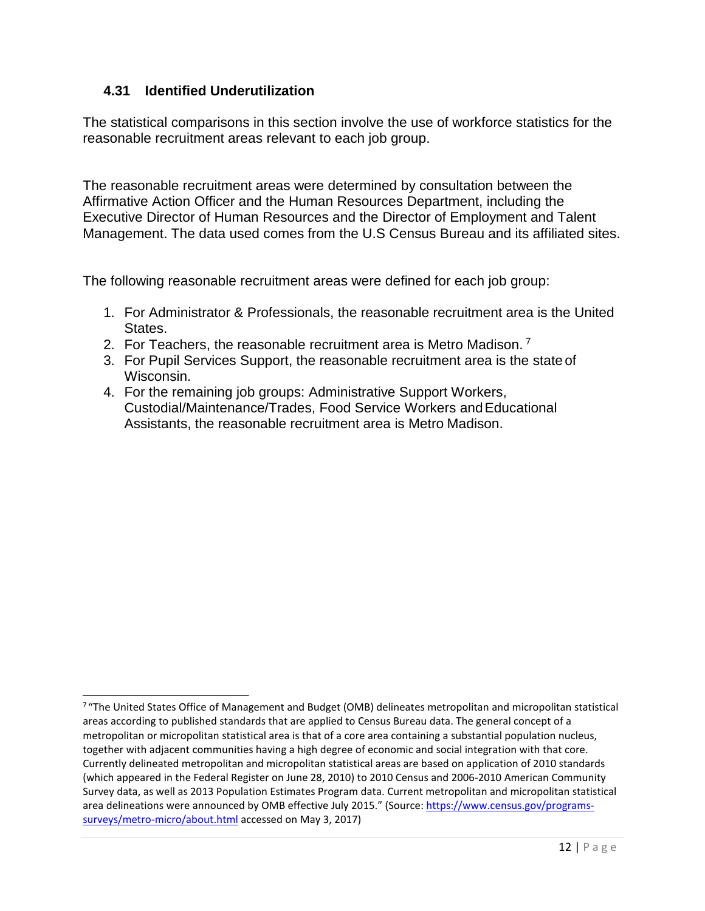### 4.31 Identified Underutilization

The statistical comparisons in this section involve the use of workforce statistics for the reasonable recruitment areas relevant to each job group.

The reasonable recruitment areas were determined by consultation between the Affirmative Action Officer and the Human Resources Department, including the Executive Director of Human Resources and the Director of Employment and Talent Management. The data used comes from the U.S Census Bureau and its affiliated sites.

The following reasonable recruitment areas were defined for each job group:

1. For Administrator & Professionals, the reasonable recruitment area is the United States.
2. For Teachers, the reasonable recruitment area is Metro Madison. [7]
3. For Pupil Services Support, the reasonable recruitment area is the state of Wisconsin.
4. For the remaining job groups: Administrative Support Workers, Custodial/Maintenance/Trades, Food Service Workers and Educational Assistants, the reasonable recruitment area is Metro Madison.

---

[7] "The United States Office of Management and Budget (OMB) delineates metropolitan and micropolitan statistical areas according to published standards that are applied to Census Bureau data. The general concept of a metropolitan or micropolitan statistical area is that of a core area containing a substantial population nucleus, together with adjacent communities having a high degree of economic and social integration with that core. Currently delineated metropolitan and micropolitan statistical areas are based on application of 2010 standards (which appeared in the Federal Register on June 28, 2010) to 2010 Census and 2006-2010 American Community Survey data, as well as 2013 Population Estimates Program data. Current metropolitan and micropolitan statistical area delineations were announced by OMB effective July 2015." (Source: https://www.census.gov/programs-surveys/metro-micro/about.html accessed on May 3, 2017)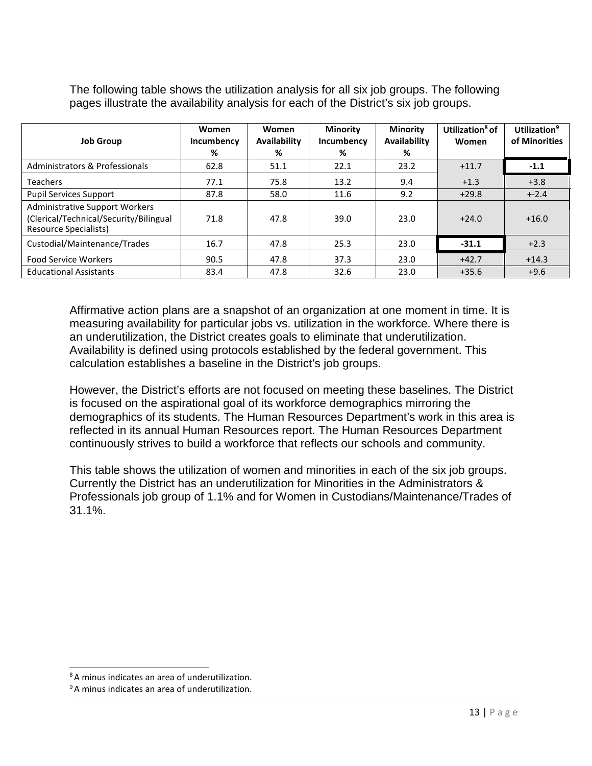The following table shows the utilization analysis for all six job groups. The following pages illustrate the availability analysis for each of the District's six job groups.

| Job Group | Women Incumbency % | Women Availability % | Minority Incumbency % | Minority Availability % | Utilization[8] of Women | Utilization[9] of Minorities |
|---|---|---|---|---|---|---|
| Administrators & Professionals | 62.8 | 51.1 | 22.1 | 23.2 | +11.7 | **-1.1** |
| Teachers | 77.1 | 75.8 | 13.2 | 9.4 | +1.3 | +3.8 |
| Pupil Services Support | 87.8 | 58.0 | 11.6 | 9.2 | +29.8 | +-2.4 |
| Administrative Support Workers (Clerical/Technical/Security/Bilingual Resource Specialists) | 71.8 | 47.8 | 39.0 | 23.0 | +24.0 | +16.0 |
| Custodial/Maintenance/Trades | 16.7 | 47.8 | 25.3 | 23.0 | **-31.1** | +2.3 |
| Food Service Workers | 90.5 | 47.8 | 37.3 | 23.0 | +42.7 | +14.3 |
| Educational Assistants | 83.4 | 47.8 | 32.6 | 23.0 | +35.6 | +9.6 |

Affirmative action plans are a snapshot of an organization at one moment in time. It is measuring availability for particular jobs vs. utilization in the workforce. Where there is an underutilization, the District creates goals to eliminate that underutilization. Availability is defined using protocols established by the federal government. This calculation establishes a baseline in the District's job groups.

However, the District's efforts are not focused on meeting these baselines. The District is focused on the aspirational goal of its workforce demographics mirroring the demographics of its students. The Human Resources Department's work in this area is reflected in its annual Human Resources report. The Human Resources Department continuously strives to build a workforce that reflects our schools and community.

This table shows the utilization of women and minorities in each of the six job groups. Currently the District has an underutilization for Minorities in the Administrators & Professionals job group of 1.1% and for Women in Custodians/Maintenance/Trades of 31.1%.

[8] A minus indicates an area of underutilization.

[9] A minus indicates an area of underutilization.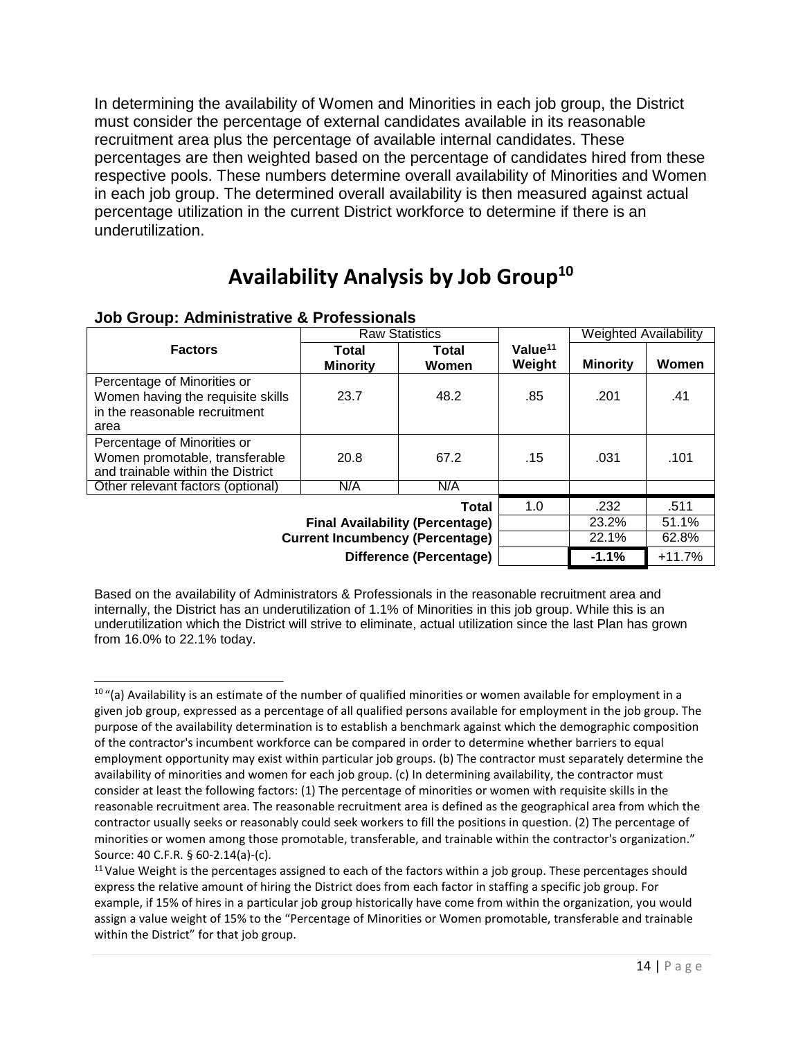In determining the availability of Women and Minorities in each job group, the District must consider the percentage of external candidates available in its reasonable recruitment area plus the percentage of available internal candidates. These percentages are then weighted based on the percentage of candidates hired from these respective pools. These numbers determine overall availability of Minorities and Women in each job group. The determined overall availability is then measured against actual percentage utilization in the current District workforce to determine if there is an underutilization.

# Availability Analysis by Job Group[10]

### Job Group: Administrative & Professionals

| Factors | Raw Statistics | | Value[11] Weight | Weighted Availability | |
|---|---|---|---|---|---|
| | Total Minority | Total Women | | Minority | Women |
| Percentage of Minorities or Women having the requisite skills in the reasonable recruitment area | 23.7 | 48.2 | .85 | .201 | .41 |
| Percentage of Minorities or Women promotable, transferable and trainable within the District | 20.8 | 67.2 | .15 | .031 | .101 |
| Other relevant factors (optional) | N/A | N/A | | | |
| | | **Total** | 1.0 | .232 | .511 |
| | | **Final Availability (Percentage)** | | 23.2% | 51.1% |
| | | **Current Incumbency (Percentage)** | | 22.1% | 62.8% |
| | | **Difference (Percentage)** | | **-1.1%** | +11.7% |

Based on the availability of Administrators & Professionals in the reasonable recruitment area and internally, the District has an underutilization of 1.1% of Minorities in this job group. While this is an underutilization which the District will strive to eliminate, actual utilization since the last Plan has grown from 16.0% to 22.1% today.

---

[10] "(a) Availability is an estimate of the number of qualified minorities or women available for employment in a given job group, expressed as a percentage of all qualified persons available for employment in the job group. The purpose of the availability determination is to establish a benchmark against which the demographic composition of the contractor's incumbent workforce can be compared in order to determine whether barriers to equal employment opportunity may exist within particular job groups. (b) The contractor must separately determine the availability of minorities and women for each job group. (c) In determining availability, the contractor must consider at least the following factors: (1) The percentage of minorities or women with requisite skills in the reasonable recruitment area. The reasonable recruitment area is defined as the geographical area from which the contractor usually seeks or reasonably could seek workers to fill the positions in question. (2) The percentage of minorities or women among those promotable, transferable, and trainable within the contractor's organization." Source: 40 C.F.R. § 60-2.14(a)-(c).

[11] Value Weight is the percentages assigned to each of the factors within a job group. These percentages should express the relative amount of hiring the District does from each factor in staffing a specific job group. For example, if 15% of hires in a particular job group historically have come from within the organization, you would assign a value weight of 15% to the "Percentage of Minorities or Women promotable, transferable and trainable within the District" for that job group.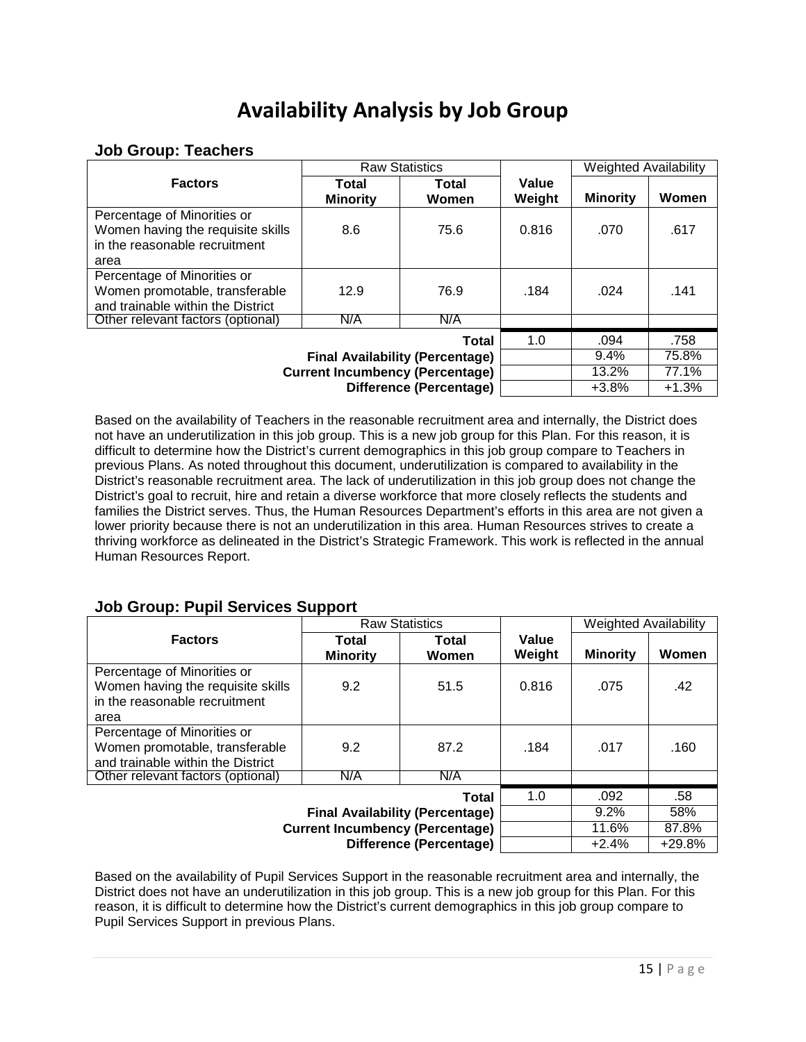# Availability Analysis by Job Group

## Job Group: Teachers

| Factors | Raw Statistics | | Value Weight | Weighted Availability | |
|---|---|---|---|---|---|
| | Total Minority | Total Women | | Minority | Women |
| Percentage of Minorities or Women having the requisite skills in the reasonable recruitment area | 8.6 | 75.6 | 0.816 | .070 | .617 |
| Percentage of Minorities or Women promotable, transferable and trainable within the District | 12.9 | 76.9 | .184 | .024 | .141 |
| Other relevant factors (optional) | N/A | N/A | | | |
| | | **Total** | 1.0 | .094 | .758 |
| | | **Final Availability (Percentage)** | | 9.4% | 75.8% |
| | | **Current Incumbency (Percentage)** | | 13.2% | 77.1% |
| | | **Difference (Percentage)** | | +3.8% | +1.3% |

Based on the availability of Teachers in the reasonable recruitment area and internally, the District does not have an underutilization in this job group. This is a new job group for this Plan. For this reason, it is difficult to determine how the District's current demographics in this job group compare to Teachers in previous Plans. As noted throughout this document, underutilization is compared to availability in the District's reasonable recruitment area. The lack of underutilization in this job group does not change the District's goal to recruit, hire and retain a diverse workforce that more closely reflects the students and families the District serves. Thus, the Human Resources Department's efforts in this area are not given a lower priority because there is not an underutilization in this area. Human Resources strives to create a thriving workforce as delineated in the District's Strategic Framework. This work is reflected in the annual Human Resources Report.

## Job Group: Pupil Services Support

| Factors | Raw Statistics | | Value Weight | Weighted Availability | |
|---|---|---|---|---|---|
| | Total Minority | Total Women | | Minority | Women |
| Percentage of Minorities or Women having the requisite skills in the reasonable recruitment area | 9.2 | 51.5 | 0.816 | .075 | .42 |
| Percentage of Minorities or Women promotable, transferable and trainable within the District | 9.2 | 87.2 | .184 | .017 | .160 |
| Other relevant factors (optional) | N/A | N/A | | | |
| | | **Total** | 1.0 | .092 | .58 |
| | | **Final Availability (Percentage)** | | 9.2% | 58% |
| | | **Current Incumbency (Percentage)** | | 11.6% | 87.8% |
| | | **Difference (Percentage)** | | +2.4% | +29.8% |

Based on the availability of Pupil Services Support in the reasonable recruitment area and internally, the District does not have an underutilization in this job group. This is a new job group for this Plan. For this reason, it is difficult to determine how the District's current demographics in this job group compare to Pupil Services Support in previous Plans.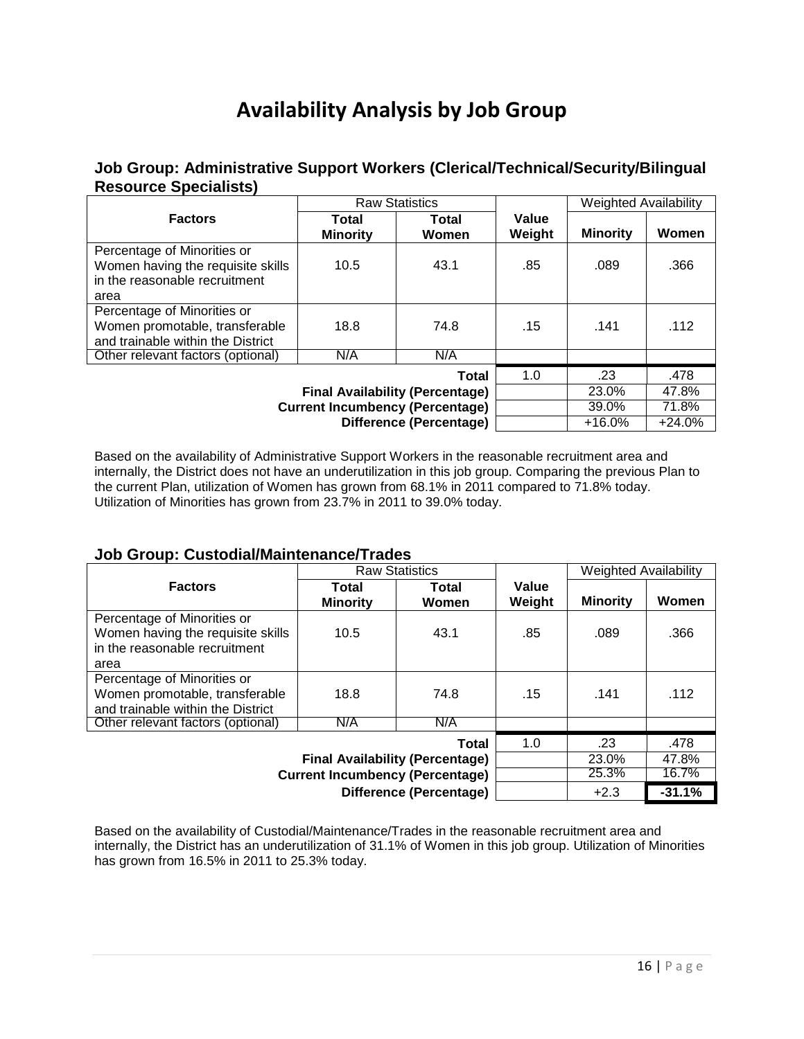# Availability Analysis by Job Group

### Job Group: Administrative Support Workers (Clerical/Technical/Security/Bilingual Resource Specialists)

| Factors | Raw Statistics | | Value Weight | Weighted Availability | |
|---|---|---|---|---|---|
| | Total Minority | Total Women | | Minority | Women |
| Percentage of Minorities or Women having the requisite skills in the reasonable recruitment area | 10.5 | 43.1 | .85 | .089 | .366 |
| Percentage of Minorities or Women promotable, transferable and trainable within the District | 18.8 | 74.8 | .15 | .141 | .112 |
| Other relevant factors (optional) | N/A | N/A | | | |
| | | **Total** | 1.0 | .23 | .478 |
| | | **Final Availability (Percentage)** | | 23.0% | 47.8% |
| | | **Current Incumbency (Percentage)** | | 39.0% | 71.8% |
| | | **Difference (Percentage)** | | +16.0% | +24.0% |

Based on the availability of Administrative Support Workers in the reasonable recruitment area and internally, the District does not have an underutilization in this job group. Comparing the previous Plan to the current Plan, utilization of Women has grown from 68.1% in 2011 compared to 71.8% today. Utilization of Minorities has grown from 23.7% in 2011 to 39.0% today.

### Job Group: Custodial/Maintenance/Trades

| Factors | Raw Statistics | | Value Weight | Weighted Availability | |
|---|---|---|---|---|---|
| | Total Minority | Total Women | | Minority | Women |
| Percentage of Minorities or Women having the requisite skills in the reasonable recruitment area | 10.5 | 43.1 | .85 | .089 | .366 |
| Percentage of Minorities or Women promotable, transferable and trainable within the District | 18.8 | 74.8 | .15 | .141 | .112 |
| Other relevant factors (optional) | N/A | N/A | | | |
| | | **Total** | 1.0 | .23 | .478 |
| | | **Final Availability (Percentage)** | | 23.0% | 47.8% |
| | | **Current Incumbency (Percentage)** | | 25.3% | 16.7% |
| | | **Difference (Percentage)** | | +2.3 | **-31.1%** |

Based on the availability of Custodial/Maintenance/Trades in the reasonable recruitment area and internally, the District has an underutilization of 31.1% of Women in this job group. Utilization of Minorities has grown from 16.5% in 2011 to 25.3% today.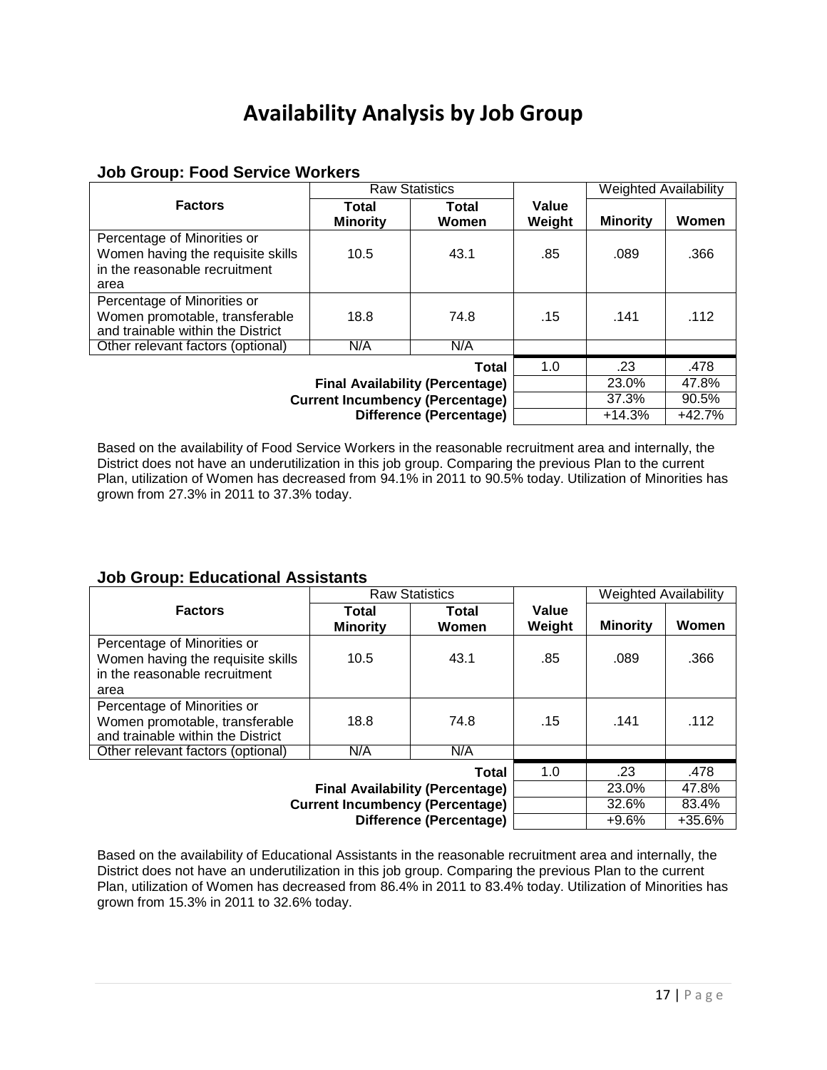# Availability Analysis by Job Group

### Job Group: Food Service Workers

| Factors | Raw Statistics | | Value Weight | Weighted Availability | |
|---|---|---|---|---|---|
| | Total Minority | Total Women | | Minority | Women |
| Percentage of Minorities or Women having the requisite skills in the reasonable recruitment area | 10.5 | 43.1 | .85 | .089 | .366 |
| Percentage of Minorities or Women promotable, transferable and trainable within the District | 18.8 | 74.8 | .15 | .141 | .112 |
| Other relevant factors (optional) | N/A | N/A | | | |
| | | **Total** | 1.0 | .23 | .478 |
| | | **Final Availability (Percentage)** | | 23.0% | 47.8% |
| | | **Current Incumbency (Percentage)** | | 37.3% | 90.5% |
| | | **Difference (Percentage)** | | +14.3% | +42.7% |

Based on the availability of Food Service Workers in the reasonable recruitment area and internally, the District does not have an underutilization in this job group. Comparing the previous Plan to the current Plan, utilization of Women has decreased from 94.1% in 2011 to 90.5% today. Utilization of Minorities has grown from 27.3% in 2011 to 37.3% today.

### Job Group: Educational Assistants

| Factors | Raw Statistics | | Value Weight | Weighted Availability | |
|---|---|---|---|---|---|
| | Total Minority | Total Women | | Minority | Women |
| Percentage of Minorities or Women having the requisite skills in the reasonable recruitment area | 10.5 | 43.1 | .85 | .089 | .366 |
| Percentage of Minorities or Women promotable, transferable and trainable within the District | 18.8 | 74.8 | .15 | .141 | .112 |
| Other relevant factors (optional) | N/A | N/A | | | |
| | | **Total** | 1.0 | .23 | .478 |
| | | **Final Availability (Percentage)** | | 23.0% | 47.8% |
| | | **Current Incumbency (Percentage)** | | 32.6% | 83.4% |
| | | **Difference (Percentage)** | | +9.6% | +35.6% |

Based on the availability of Educational Assistants in the reasonable recruitment area and internally, the District does not have an underutilization in this job group. Comparing the previous Plan to the current Plan, utilization of Women has decreased from 86.4% in 2011 to 83.4% today. Utilization of Minorities has grown from 15.3% in 2011 to 32.6% today.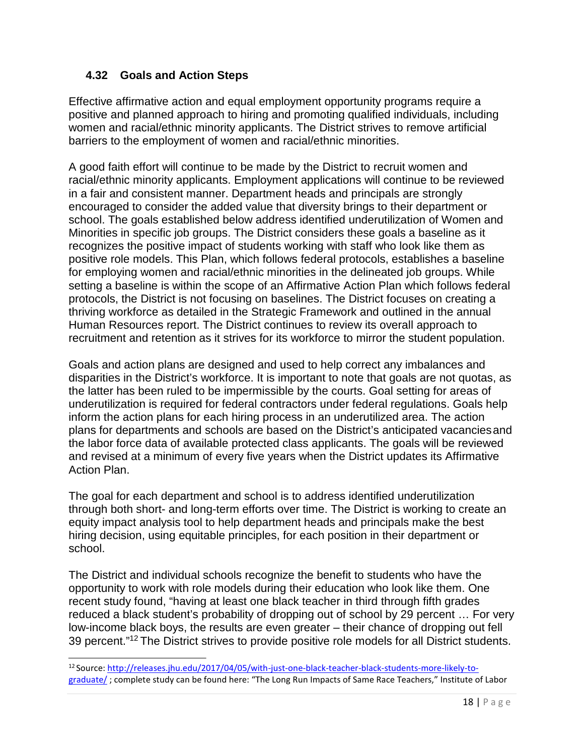### 4.32 Goals and Action Steps

Effective affirmative action and equal employment opportunity programs require a positive and planned approach to hiring and promoting qualified individuals, including women and racial/ethnic minority applicants. The District strives to remove artificial barriers to the employment of women and racial/ethnic minorities.

A good faith effort will continue to be made by the District to recruit women and racial/ethnic minority applicants. Employment applications will continue to be reviewed in a fair and consistent manner. Department heads and principals are strongly encouraged to consider the added value that diversity brings to their department or school. The goals established below address identified underutilization of Women and Minorities in specific job groups. The District considers these goals a baseline as it recognizes the positive impact of students working with staff who look like them as positive role models. This Plan, which follows federal protocols, establishes a baseline for employing women and racial/ethnic minorities in the delineated job groups. While setting a baseline is within the scope of an Affirmative Action Plan which follows federal protocols, the District is not focusing on baselines. The District focuses on creating a thriving workforce as detailed in the Strategic Framework and outlined in the annual Human Resources report. The District continues to review its overall approach to recruitment and retention as it strives for its workforce to mirror the student population.

Goals and action plans are designed and used to help correct any imbalances and disparities in the District's workforce. It is important to note that goals are not quotas, as the latter has been ruled to be impermissible by the courts. Goal setting for areas of underutilization is required for federal contractors under federal regulations. Goals help inform the action plans for each hiring process in an underutilized area. The action plans for departments and schools are based on the District's anticipated vacancies and the labor force data of available protected class applicants. The goals will be reviewed and revised at a minimum of every five years when the District updates its Affirmative Action Plan.

The goal for each department and school is to address identified underutilization through both short- and long-term efforts over time. The District is working to create an equity impact analysis tool to help department heads and principals make the best hiring decision, using equitable principles, for each position in their department or school.

The District and individual schools recognize the benefit to students who have the opportunity to work with role models during their education who look like them. One recent study found, "having at least one black teacher in third through fifth grades reduced a black student's probability of dropping out of school by 29 percent … For very low-income black boys, the results are even greater – their chance of dropping out fell 39 percent."[12] The District strives to provide positive role models for all District students.

---

[12] Source: http://releases.jhu.edu/2017/04/05/with-just-one-black-teacher-black-students-more-likely-to-graduate/ ; complete study can be found here: "The Long Run Impacts of Same Race Teachers," Institute of Labor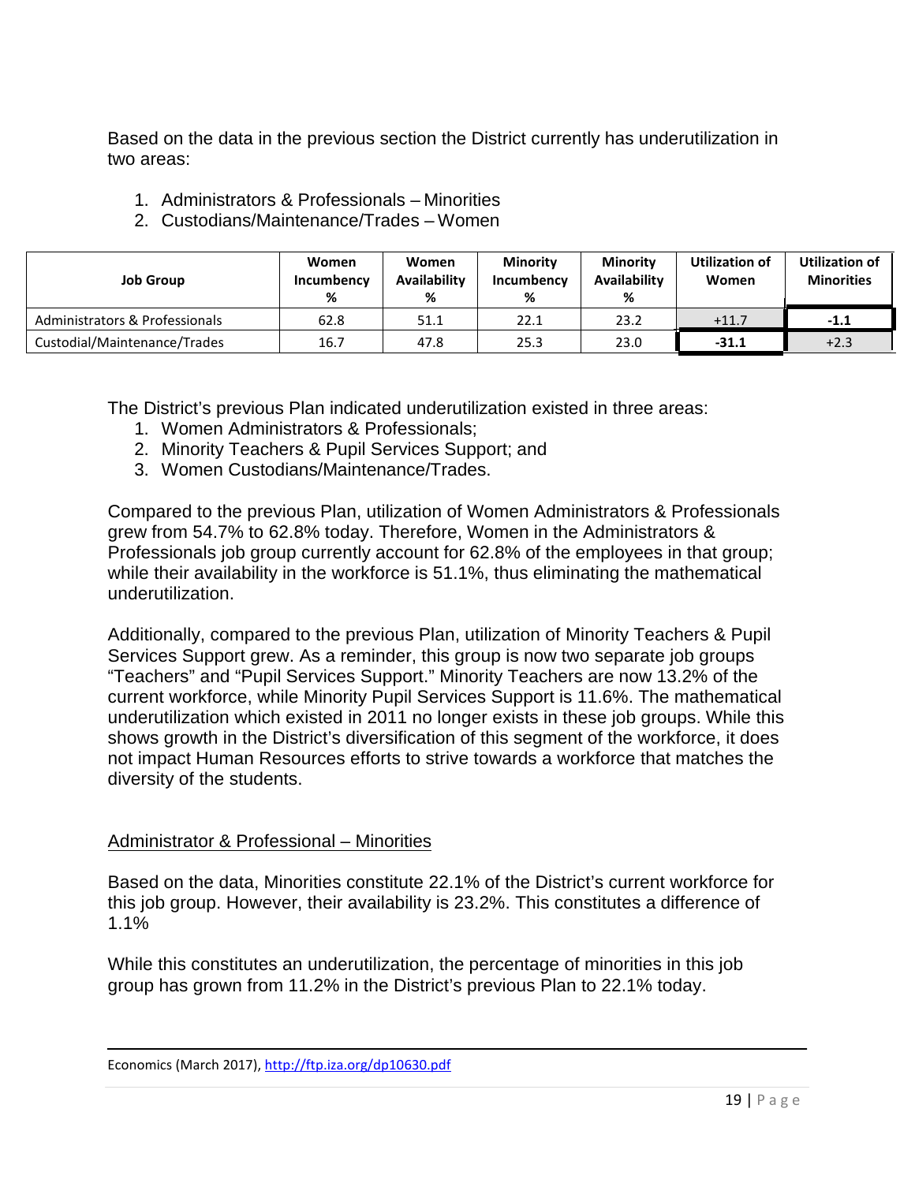Based on the data in the previous section the District currently has underutilization in two areas:

1. Administrators & Professionals – Minorities
2. Custodians/Maintenance/Trades – Women

| Job Group | Women Incumbency % | Women Availability % | Minority Incumbency % | Minority Availability % | Utilization of Women | Utilization of Minorities |
|---|---|---|---|---|---|---|
| Administrators & Professionals | 62.8 | 51.1 | 22.1 | 23.2 | +11.7 | **-1.1** |
| Custodial/Maintenance/Trades | 16.7 | 47.8 | 25.3 | 23.0 | **-31.1** | +2.3 |

The District's previous Plan indicated underutilization existed in three areas:

1. Women Administrators & Professionals;
2. Minority Teachers & Pupil Services Support; and
3. Women Custodians/Maintenance/Trades.

Compared to the previous Plan, utilization of Women Administrators & Professionals grew from 54.7% to 62.8% today. Therefore, Women in the Administrators & Professionals job group currently account for 62.8% of the employees in that group; while their availability in the workforce is 51.1%, thus eliminating the mathematical underutilization.

Additionally, compared to the previous Plan, utilization of Minority Teachers & Pupil Services Support grew. As a reminder, this group is now two separate job groups "Teachers" and "Pupil Services Support." Minority Teachers are now 13.2% of the current workforce, while Minority Pupil Services Support is 11.6%. The mathematical underutilization which existed in 2011 no longer exists in these job groups. While this shows growth in the District's diversification of this segment of the workforce, it does not impact Human Resources efforts to strive towards a workforce that matches the diversity of the students.

Administrator & Professional – Minorities

Based on the data, Minorities constitute 22.1% of the District's current workforce for this job group. However, their availability is 23.2%. This constitutes a difference of 1.1%

While this constitutes an underutilization, the percentage of minorities in this job group has grown from 11.2% in the District's previous Plan to 22.1% today.

---

Economics (March 2017), http://ftp.iza.org/dp10630.pdf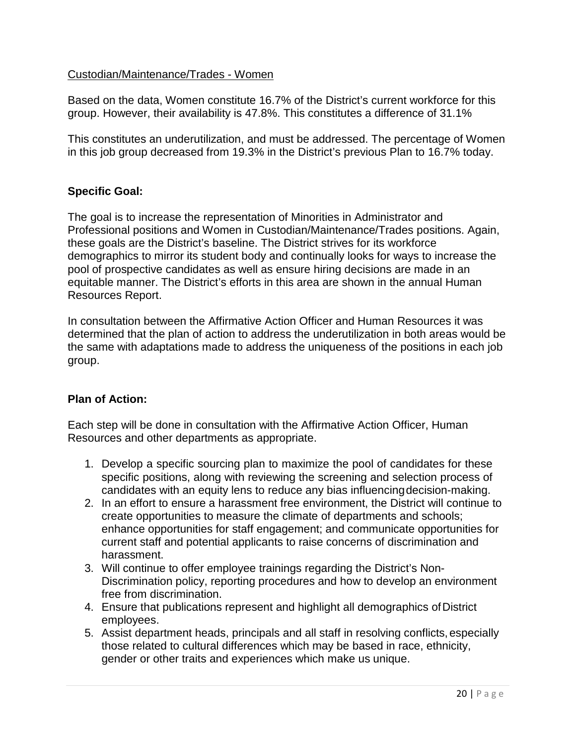Custodian/Maintenance/Trades - Women

Based on the data, Women constitute 16.7% of the District's current workforce for this group. However, their availability is 47.8%. This constitutes a difference of 31.1%

This constitutes an underutilization, and must be addressed. The percentage of Women in this job group decreased from 19.3% in the District's previous Plan to 16.7% today.

**Specific Goal:**

The goal is to increase the representation of Minorities in Administrator and Professional positions and Women in Custodian/Maintenance/Trades positions. Again, these goals are the District's baseline. The District strives for its workforce demographics to mirror its student body and continually looks for ways to increase the pool of prospective candidates as well as ensure hiring decisions are made in an equitable manner. The District's efforts in this area are shown in the annual Human Resources Report.

In consultation between the Affirmative Action Officer and Human Resources it was determined that the plan of action to address the underutilization in both areas would be the same with adaptations made to address the uniqueness of the positions in each job group.

**Plan of Action:**

Each step will be done in consultation with the Affirmative Action Officer, Human Resources and other departments as appropriate.

1. Develop a specific sourcing plan to maximize the pool of candidates for these specific positions, along with reviewing the screening and selection process of candidates with an equity lens to reduce any bias influencing decision-making.
2. In an effort to ensure a harassment free environment, the District will continue to create opportunities to measure the climate of departments and schools; enhance opportunities for staff engagement; and communicate opportunities for current staff and potential applicants to raise concerns of discrimination and harassment.
3. Will continue to offer employee trainings regarding the District's Non-Discrimination policy, reporting procedures and how to develop an environment free from discrimination.
4. Ensure that publications represent and highlight all demographics of District employees.
5. Assist department heads, principals and all staff in resolving conflicts, especially those related to cultural differences which may be based in race, ethnicity, gender or other traits and experiences which make us unique.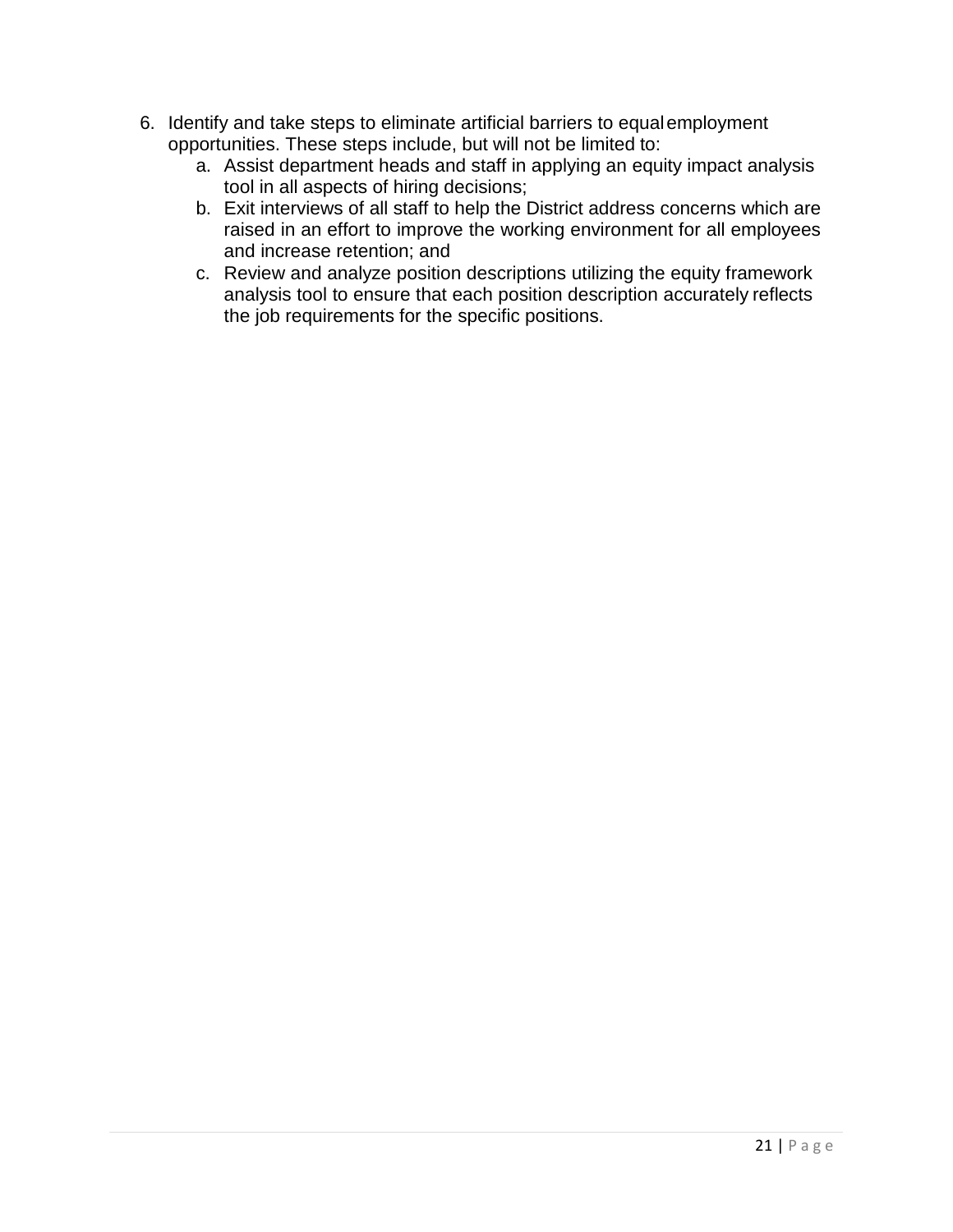6. Identify and take steps to eliminate artificial barriers to equal employment opportunities. These steps include, but will not be limited to:
   a. Assist department heads and staff in applying an equity impact analysis tool in all aspects of hiring decisions;
   b. Exit interviews of all staff to help the District address concerns which are raised in an effort to improve the working environment for all employees and increase retention; and
   c. Review and analyze position descriptions utilizing the equity framework analysis tool to ensure that each position description accurately reflects the job requirements for the specific positions.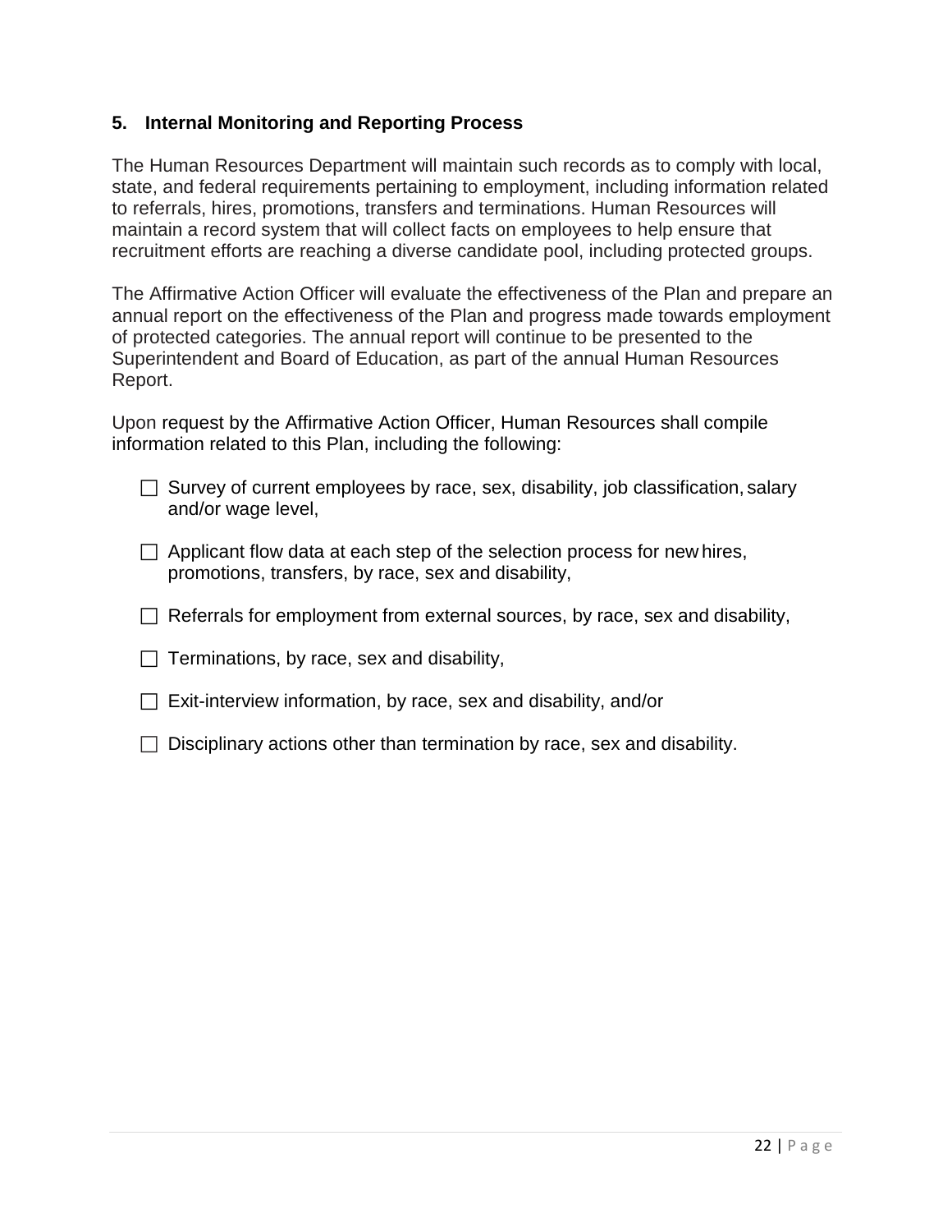### 5. Internal Monitoring and Reporting Process

The Human Resources Department will maintain such records as to comply with local, state, and federal requirements pertaining to employment, including information related to referrals, hires, promotions, transfers and terminations. Human Resources will maintain a record system that will collect facts on employees to help ensure that recruitment efforts are reaching a diverse candidate pool, including protected groups.

The Affirmative Action Officer will evaluate the effectiveness of the Plan and prepare an annual report on the effectiveness of the Plan and progress made towards employment of protected categories. The annual report will continue to be presented to the Superintendent and Board of Education, as part of the annual Human Resources Report.

Upon request by the Affirmative Action Officer, Human Resources shall compile information related to this Plan, including the following:

- ☐ Survey of current employees by race, sex, disability, job classification, salary and/or wage level,
- ☐ Applicant flow data at each step of the selection process for new hires, promotions, transfers, by race, sex and disability,
- ☐ Referrals for employment from external sources, by race, sex and disability,
- ☐ Terminations, by race, sex and disability,
- ☐ Exit-interview information, by race, sex and disability, and/or
- ☐ Disciplinary actions other than termination by race, sex and disability.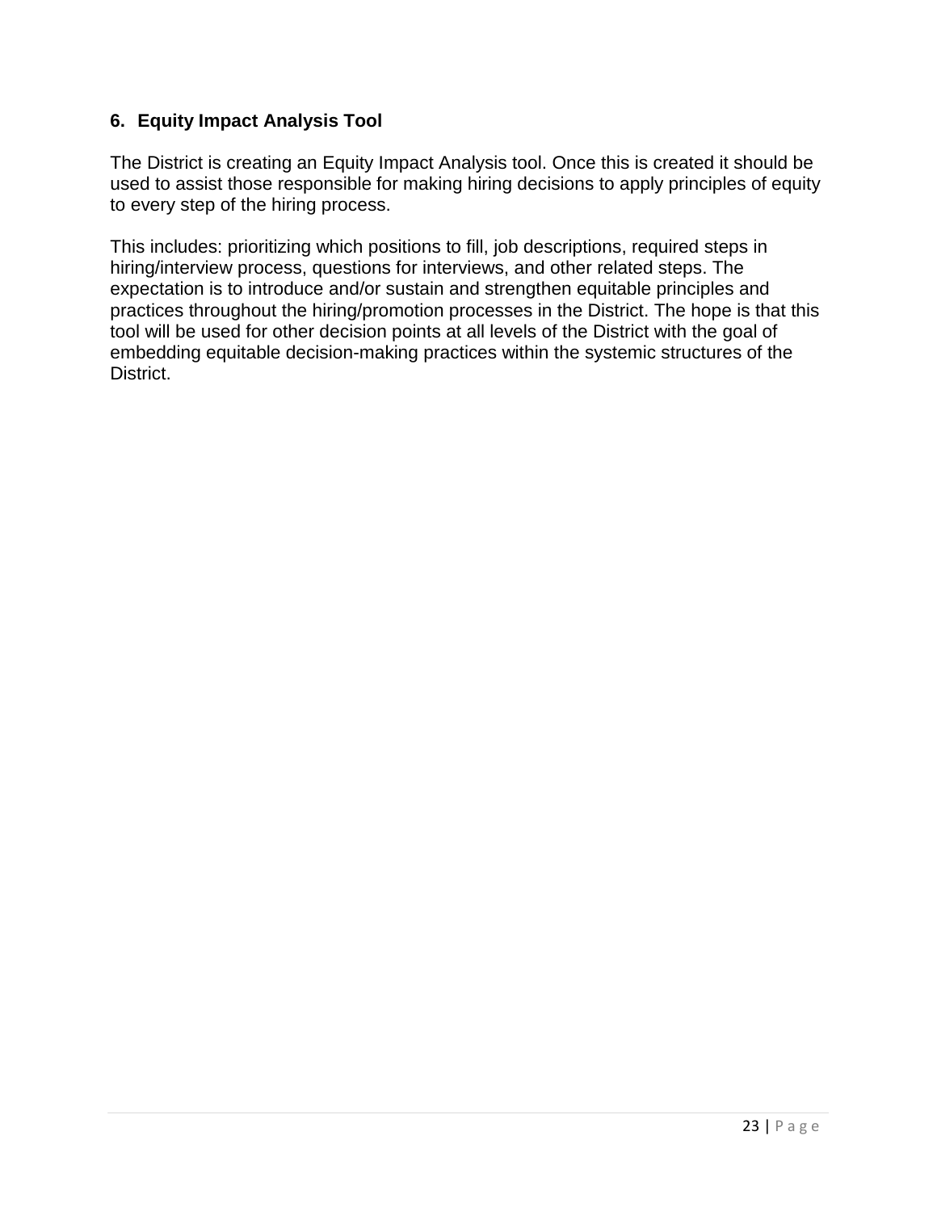### 6. Equity Impact Analysis Tool

The District is creating an Equity Impact Analysis tool. Once this is created it should be used to assist those responsible for making hiring decisions to apply principles of equity to every step of the hiring process.

This includes: prioritizing which positions to fill, job descriptions, required steps in hiring/interview process, questions for interviews, and other related steps. The expectation is to introduce and/or sustain and strengthen equitable principles and practices throughout the hiring/promotion processes in the District. The hope is that this tool will be used for other decision points at all levels of the District with the goal of embedding equitable decision-making practices within the systemic structures of the District.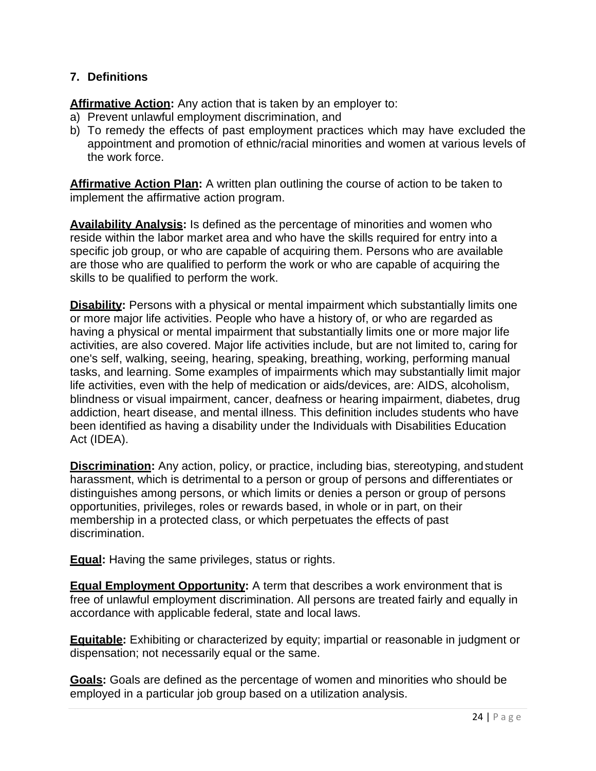## 7. Definitions

**Affirmative Action:** Any action that is taken by an employer to:

a) Prevent unlawful employment discrimination, and
b) To remedy the effects of past employment practices which may have excluded the appointment and promotion of ethnic/racial minorities and women at various levels of the work force.

**Affirmative Action Plan:** A written plan outlining the course of action to be taken to implement the affirmative action program.

**Availability Analysis:** Is defined as the percentage of minorities and women who reside within the labor market area and who have the skills required for entry into a specific job group, or who are capable of acquiring them. Persons who are available are those who are qualified to perform the work or who are capable of acquiring the skills to be qualified to perform the work.

**Disability:** Persons with a physical or mental impairment which substantially limits one or more major life activities. People who have a history of, or who are regarded as having a physical or mental impairment that substantially limits one or more major life activities, are also covered. Major life activities include, but are not limited to, caring for one's self, walking, seeing, hearing, speaking, breathing, working, performing manual tasks, and learning. Some examples of impairments which may substantially limit major life activities, even with the help of medication or aids/devices, are: AIDS, alcoholism, blindness or visual impairment, cancer, deafness or hearing impairment, diabetes, drug addiction, heart disease, and mental illness. This definition includes students who have been identified as having a disability under the Individuals with Disabilities Education Act (IDEA).

**Discrimination:** Any action, policy, or practice, including bias, stereotyping, and student harassment, which is detrimental to a person or group of persons and differentiates or distinguishes among persons, or which limits or denies a person or group of persons opportunities, privileges, roles or rewards based, in whole or in part, on their membership in a protected class, or which perpetuates the effects of past discrimination.

**Equal:** Having the same privileges, status or rights.

**Equal Employment Opportunity:** A term that describes a work environment that is free of unlawful employment discrimination. All persons are treated fairly and equally in accordance with applicable federal, state and local laws.

**Equitable:** Exhibiting or characterized by equity; impartial or reasonable in judgment or dispensation; not necessarily equal or the same.

**Goals:** Goals are defined as the percentage of women and minorities who should be employed in a particular job group based on a utilization analysis.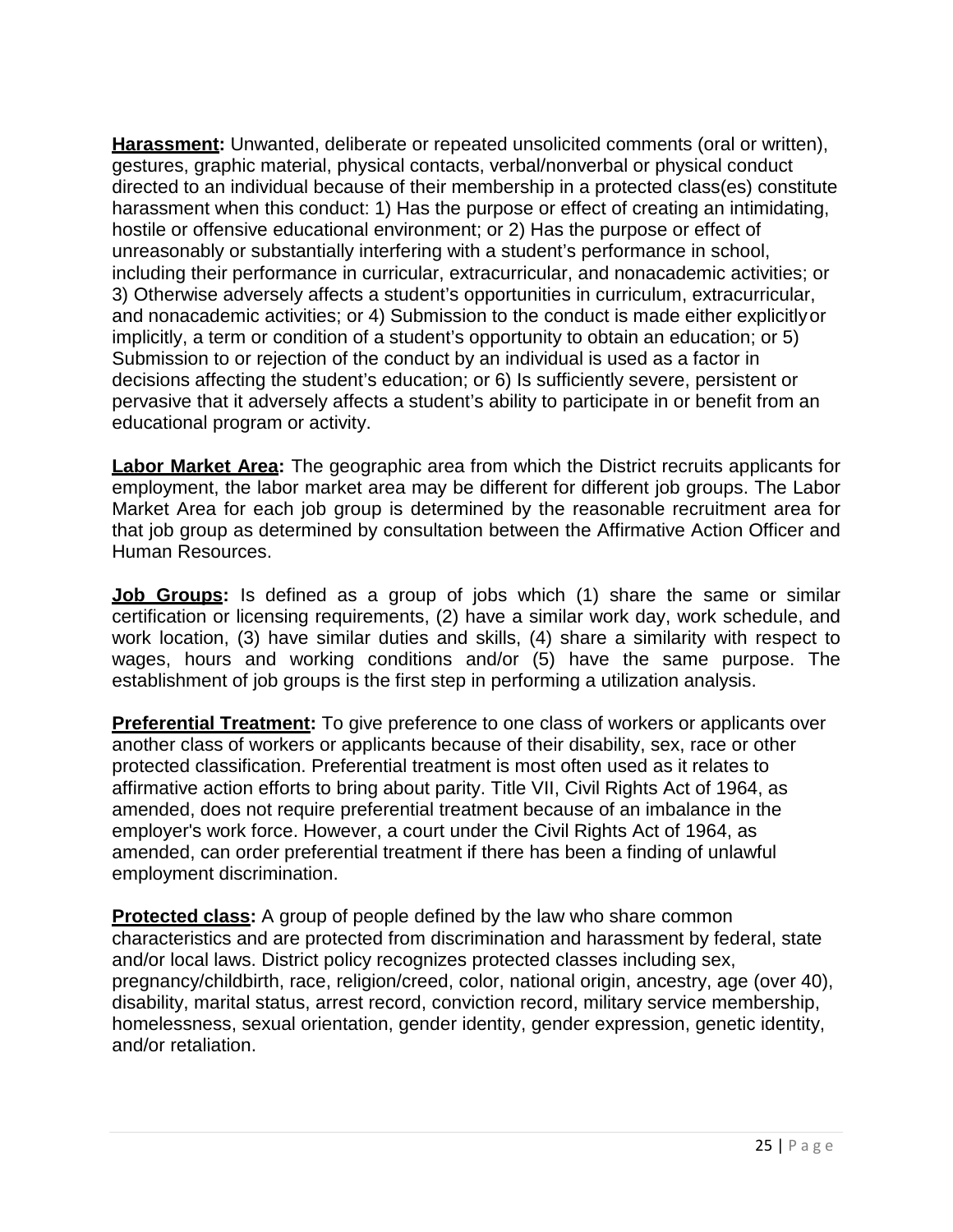**Harassment:** Unwanted, deliberate or repeated unsolicited comments (oral or written), gestures, graphic material, physical contacts, verbal/nonverbal or physical conduct directed to an individual because of their membership in a protected class(es) constitute harassment when this conduct: 1) Has the purpose or effect of creating an intimidating, hostile or offensive educational environment; or 2) Has the purpose or effect of unreasonably or substantially interfering with a student's performance in school, including their performance in curricular, extracurricular, and nonacademic activities; or 3) Otherwise adversely affects a student's opportunities in curriculum, extracurricular, and nonacademic activities; or 4) Submission to the conduct is made either explicitly or implicitly, a term or condition of a student's opportunity to obtain an education; or 5) Submission to or rejection of the conduct by an individual is used as a factor in decisions affecting the student's education; or 6) Is sufficiently severe, persistent or pervasive that it adversely affects a student's ability to participate in or benefit from an educational program or activity.

**Labor Market Area:** The geographic area from which the District recruits applicants for employment, the labor market area may be different for different job groups. The Labor Market Area for each job group is determined by the reasonable recruitment area for that job group as determined by consultation between the Affirmative Action Officer and Human Resources.

**Job Groups:** Is defined as a group of jobs which (1) share the same or similar certification or licensing requirements, (2) have a similar work day, work schedule, and work location, (3) have similar duties and skills, (4) share a similarity with respect to wages, hours and working conditions and/or (5) have the same purpose. The establishment of job groups is the first step in performing a utilization analysis.

**Preferential Treatment:** To give preference to one class of workers or applicants over another class of workers or applicants because of their disability, sex, race or other protected classification. Preferential treatment is most often used as it relates to affirmative action efforts to bring about parity. Title VII, Civil Rights Act of 1964, as amended, does not require preferential treatment because of an imbalance in the employer's work force. However, a court under the Civil Rights Act of 1964, as amended, can order preferential treatment if there has been a finding of unlawful employment discrimination.

**Protected class:** A group of people defined by the law who share common characteristics and are protected from discrimination and harassment by federal, state and/or local laws. District policy recognizes protected classes including sex, pregnancy/childbirth, race, religion/creed, color, national origin, ancestry, age (over 40), disability, marital status, arrest record, conviction record, military service membership, homelessness, sexual orientation, gender identity, gender expression, genetic identity, and/or retaliation.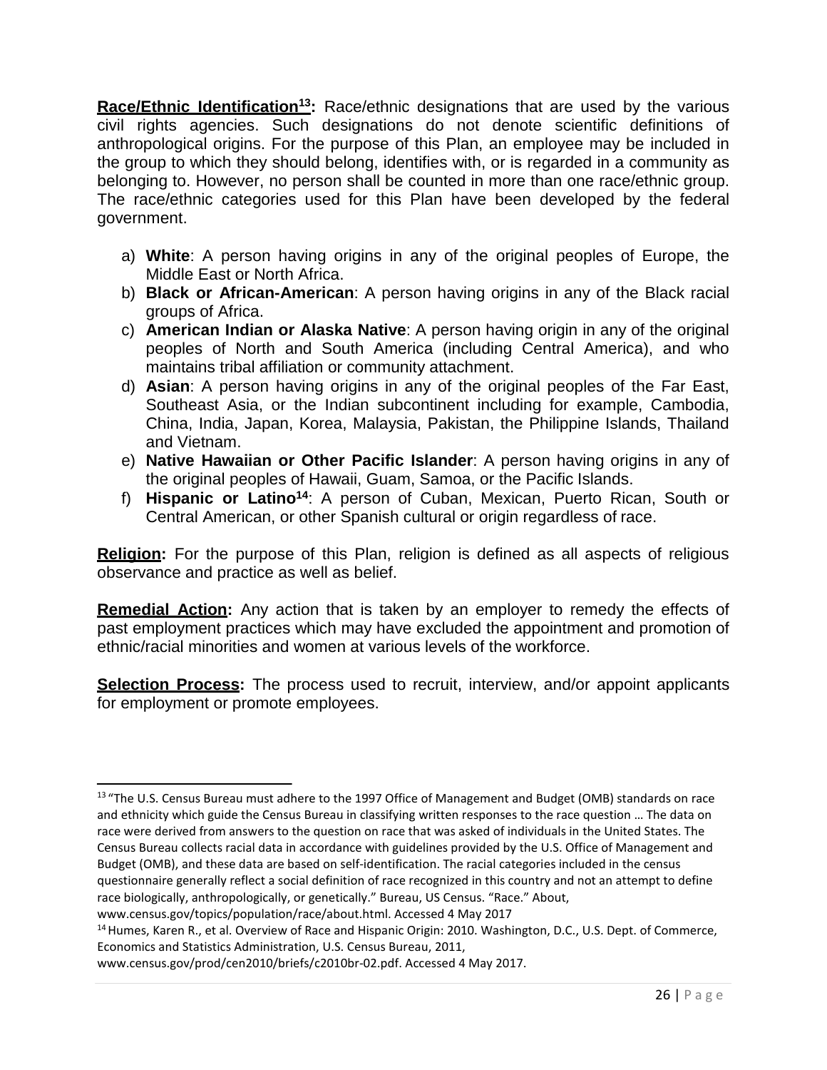**Race/Ethnic Identification[13]:** Race/ethnic designations that are used by the various civil rights agencies. Such designations do not denote scientific definitions of anthropological origins. For the purpose of this Plan, an employee may be included in the group to which they should belong, identifies with, or is regarded in a community as belonging to. However, no person shall be counted in more than one race/ethnic group. The race/ethnic categories used for this Plan have been developed by the federal government.

a) **White**: A person having origins in any of the original peoples of Europe, the Middle East or North Africa.
b) **Black or African-American**: A person having origins in any of the Black racial groups of Africa.
c) **American Indian or Alaska Native**: A person having origin in any of the original peoples of North and South America (including Central America), and who maintains tribal affiliation or community attachment.
d) **Asian**: A person having origins in any of the original peoples of the Far East, Southeast Asia, or the Indian subcontinent including for example, Cambodia, China, India, Japan, Korea, Malaysia, Pakistan, the Philippine Islands, Thailand and Vietnam.
e) **Native Hawaiian or Other Pacific Islander**: A person having origins in any of the original peoples of Hawaii, Guam, Samoa, or the Pacific Islands.
f) **Hispanic or Latino[14]**: A person of Cuban, Mexican, Puerto Rican, South or Central American, or other Spanish cultural or origin regardless of race.

**Religion:** For the purpose of this Plan, religion is defined as all aspects of religious observance and practice as well as belief.

**Remedial Action:** Any action that is taken by an employer to remedy the effects of past employment practices which may have excluded the appointment and promotion of ethnic/racial minorities and women at various levels of the workforce.

**Selection Process:** The process used to recruit, interview, and/or appoint applicants for employment or promote employees.

---

[13] "The U.S. Census Bureau must adhere to the 1997 Office of Management and Budget (OMB) standards on race and ethnicity which guide the Census Bureau in classifying written responses to the race question … The data on race were derived from answers to the question on race that was asked of individuals in the United States. The Census Bureau collects racial data in accordance with guidelines provided by the U.S. Office of Management and Budget (OMB), and these data are based on self-identification. The racial categories included in the census questionnaire generally reflect a social definition of race recognized in this country and not an attempt to define race biologically, anthropologically, or genetically." Bureau, US Census. "Race." About, www.census.gov/topics/population/race/about.html. Accessed 4 May 2017

[14] Humes, Karen R., et al. Overview of Race and Hispanic Origin: 2010. Washington, D.C., U.S. Dept. of Commerce, Economics and Statistics Administration, U.S. Census Bureau, 2011, www.census.gov/prod/cen2010/briefs/c2010br-02.pdf. Accessed 4 May 2017.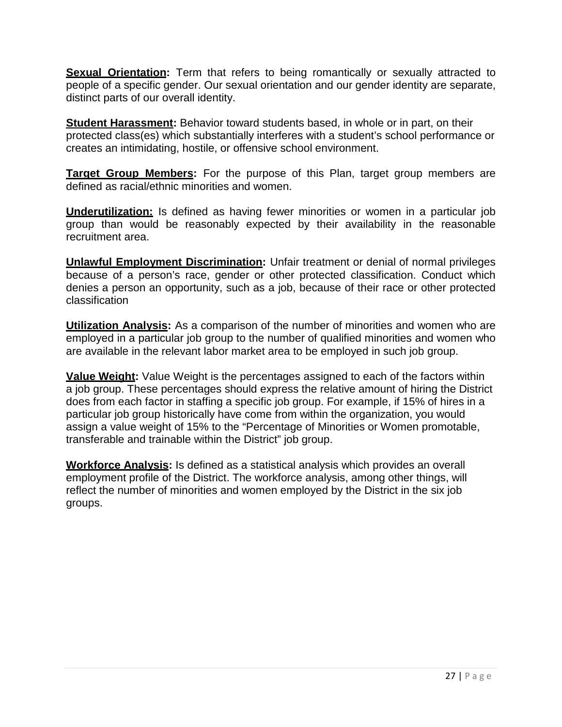**Sexual Orientation:** Term that refers to being romantically or sexually attracted to people of a specific gender. Our sexual orientation and our gender identity are separate, distinct parts of our overall identity.

**Student Harassment:** Behavior toward students based, in whole or in part, on their protected class(es) which substantially interferes with a student's school performance or creates an intimidating, hostile, or offensive school environment.

**Target Group Members:** For the purpose of this Plan, target group members are defined as racial/ethnic minorities and women.

**Underutilization:** Is defined as having fewer minorities or women in a particular job group than would be reasonably expected by their availability in the reasonable recruitment area.

**Unlawful Employment Discrimination:** Unfair treatment or denial of normal privileges because of a person's race, gender or other protected classification. Conduct which denies a person an opportunity, such as a job, because of their race or other protected classification

**Utilization Analysis:** As a comparison of the number of minorities and women who are employed in a particular job group to the number of qualified minorities and women who are available in the relevant labor market area to be employed in such job group.

**Value Weight:** Value Weight is the percentages assigned to each of the factors within a job group. These percentages should express the relative amount of hiring the District does from each factor in staffing a specific job group. For example, if 15% of hires in a particular job group historically have come from within the organization, you would assign a value weight of 15% to the "Percentage of Minorities or Women promotable, transferable and trainable within the District" job group.

**Workforce Analysis:** Is defined as a statistical analysis which provides an overall employment profile of the District. The workforce analysis, among other things, will reflect the number of minorities and women employed by the District in the six job groups.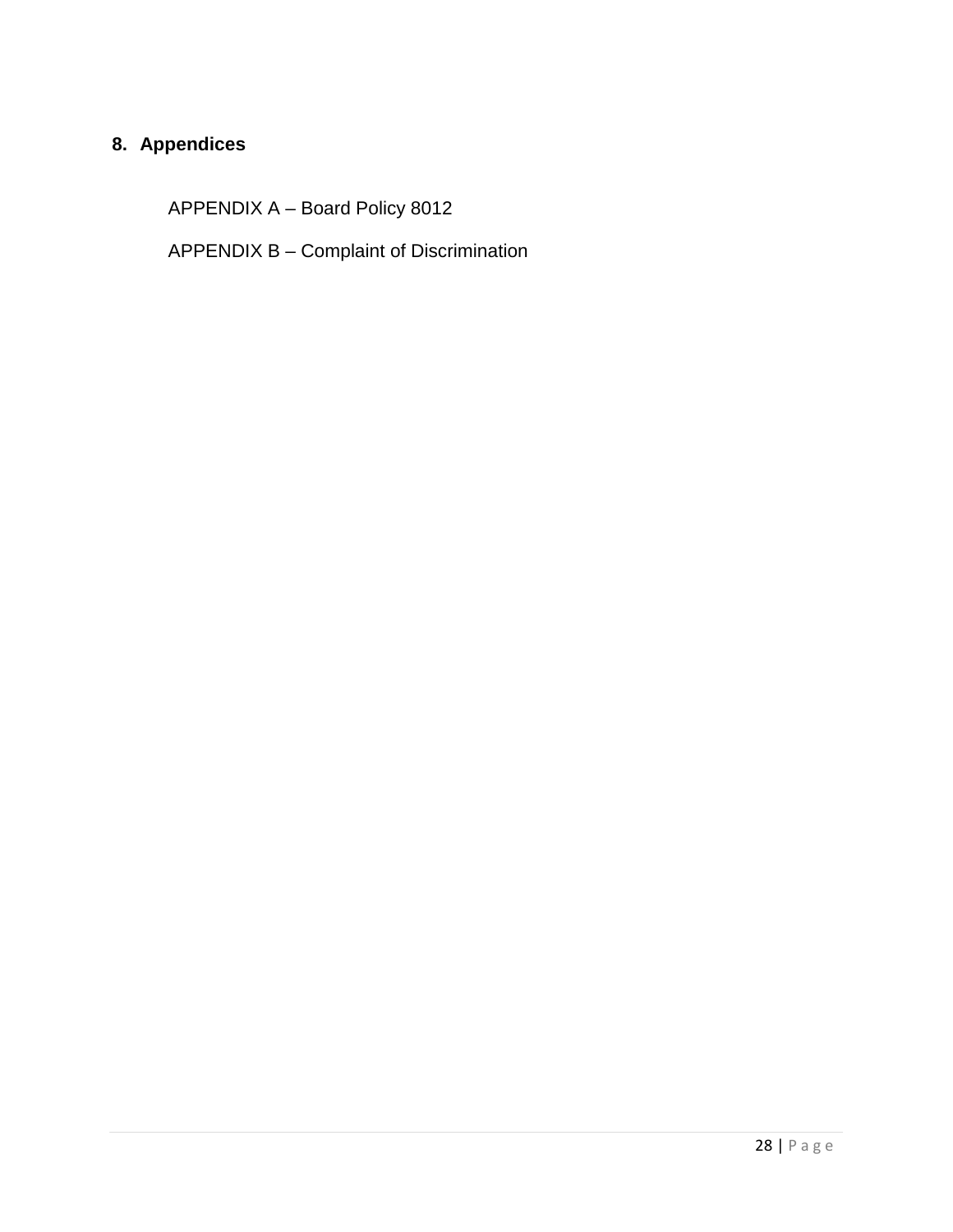## 8. Appendices

APPENDIX A – Board Policy 8012

APPENDIX B – Complaint of Discrimination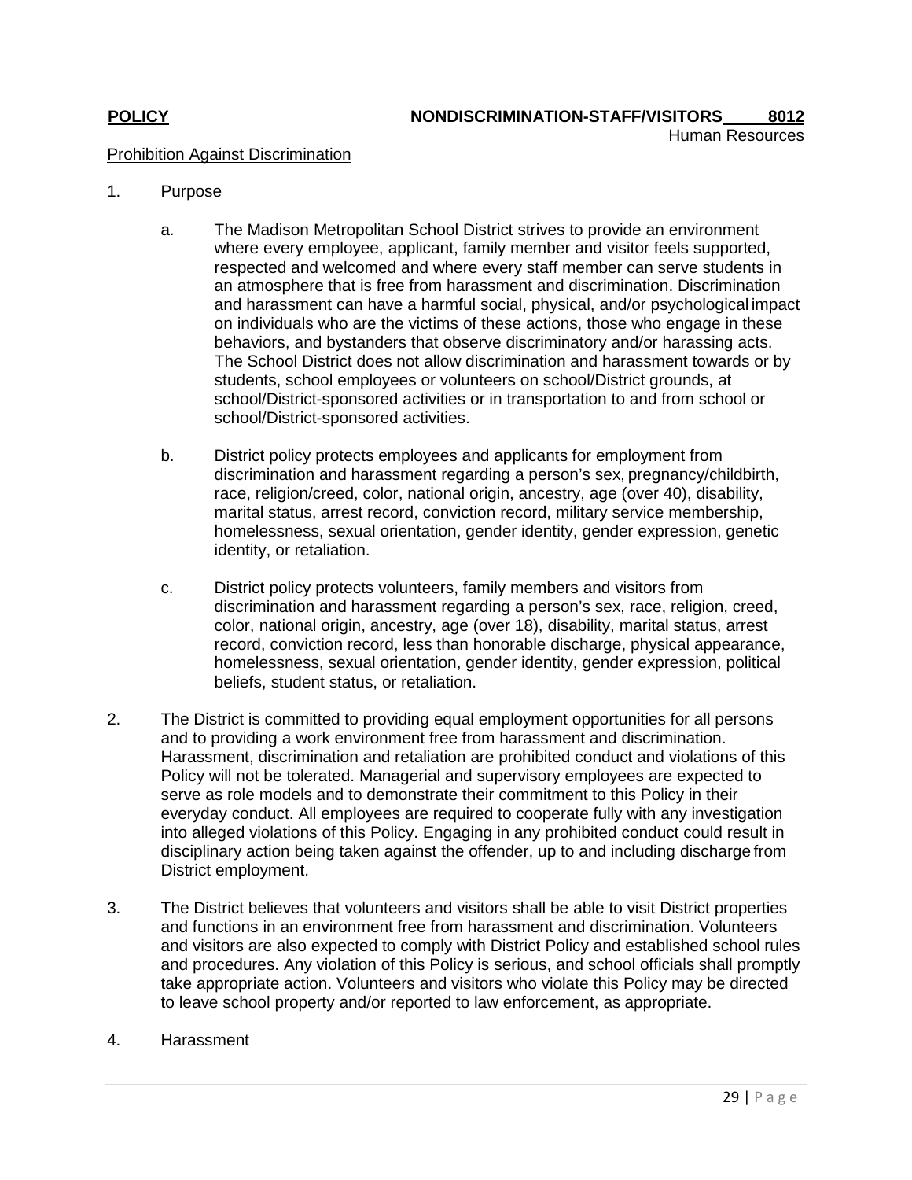**POLICY** **NONDISCRIMINATION-STAFF/VISITORS 8012**

Human Resources

Prohibition Against Discrimination

1. Purpose

   a. The Madison Metropolitan School District strives to provide an environment where every employee, applicant, family member and visitor feels supported, respected and welcomed and where every staff member can serve students in an atmosphere that is free from harassment and discrimination. Discrimination and harassment can have a harmful social, physical, and/or psychological impact on individuals who are the victims of these actions, those who engage in these behaviors, and bystanders that observe discriminatory and/or harassing acts. The School District does not allow discrimination and harassment towards or by students, school employees or volunteers on school/District grounds, at school/District-sponsored activities or in transportation to and from school or school/District-sponsored activities.

   b. District policy protects employees and applicants for employment from discrimination and harassment regarding a person's sex, pregnancy/childbirth, race, religion/creed, color, national origin, ancestry, age (over 40), disability, marital status, arrest record, conviction record, military service membership, homelessness, sexual orientation, gender identity, gender expression, genetic identity, or retaliation.

   c. District policy protects volunteers, family members and visitors from discrimination and harassment regarding a person's sex, race, religion, creed, color, national origin, ancestry, age (over 18), disability, marital status, arrest record, conviction record, less than honorable discharge, physical appearance, homelessness, sexual orientation, gender identity, gender expression, political beliefs, student status, or retaliation.

2. The District is committed to providing equal employment opportunities for all persons and to providing a work environment free from harassment and discrimination. Harassment, discrimination and retaliation are prohibited conduct and violations of this Policy will not be tolerated. Managerial and supervisory employees are expected to serve as role models and to demonstrate their commitment to this Policy in their everyday conduct. All employees are required to cooperate fully with any investigation into alleged violations of this Policy. Engaging in any prohibited conduct could result in disciplinary action being taken against the offender, up to and including discharge from District employment.

3. The District believes that volunteers and visitors shall be able to visit District properties and functions in an environment free from harassment and discrimination. Volunteers and visitors are also expected to comply with District Policy and established school rules and procedures. Any violation of this Policy is serious, and school officials shall promptly take appropriate action. Volunteers and visitors who violate this Policy may be directed to leave school property and/or reported to law enforcement, as appropriate.

4. Harassment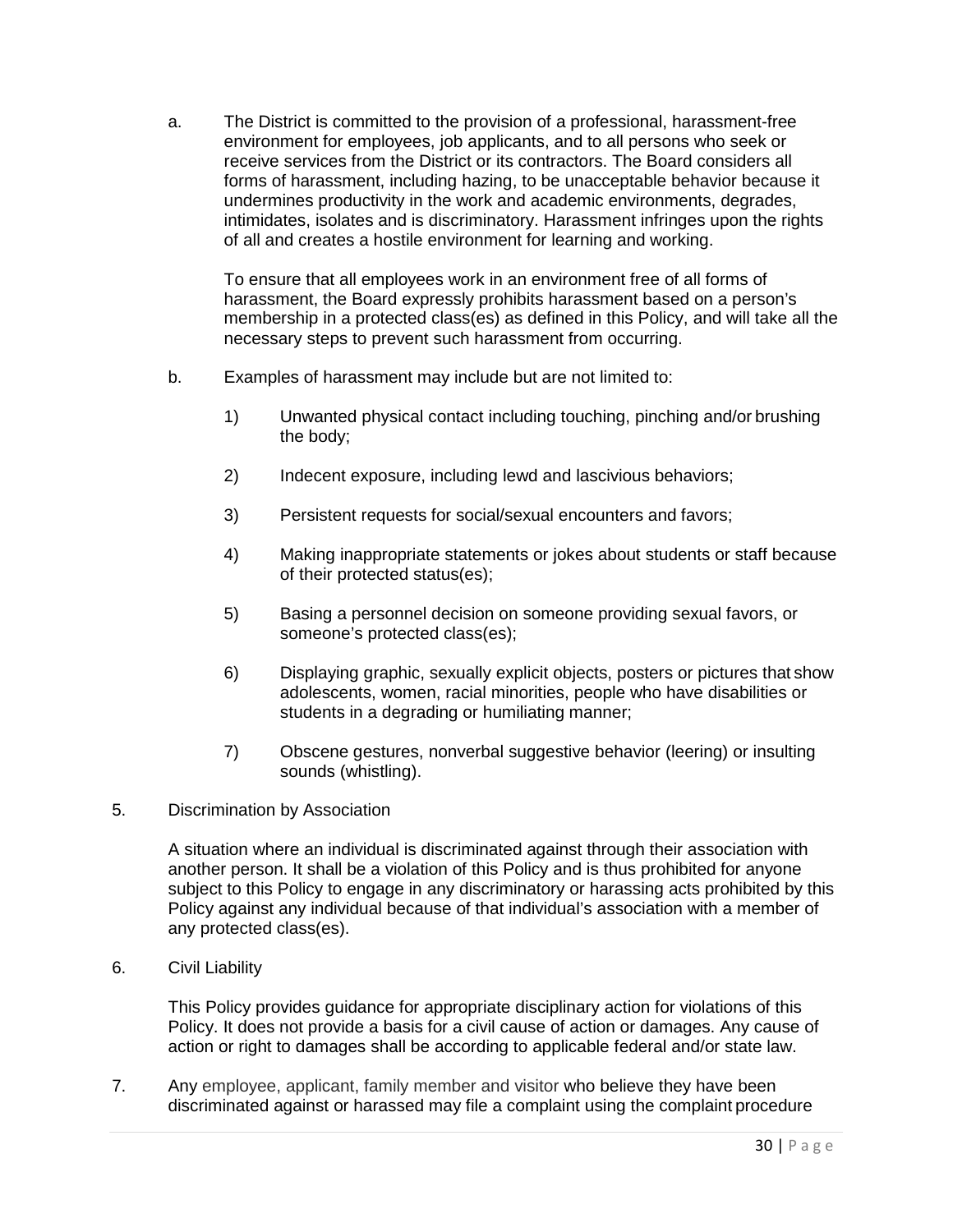a. The District is committed to the provision of a professional, harassment-free environment for employees, job applicants, and to all persons who seek or receive services from the District or its contractors. The Board considers all forms of harassment, including hazing, to be unacceptable behavior because it undermines productivity in the work and academic environments, degrades, intimidates, isolates and is discriminatory. Harassment infringes upon the rights of all and creates a hostile environment for learning and working.

   To ensure that all employees work in an environment free of all forms of harassment, the Board expressly prohibits harassment based on a person's membership in a protected class(es) as defined in this Policy, and will take all the necessary steps to prevent such harassment from occurring.

b. Examples of harassment may include but are not limited to:

   1) Unwanted physical contact including touching, pinching and/or brushing the body;

   2) Indecent exposure, including lewd and lascivious behaviors;

   3) Persistent requests for social/sexual encounters and favors;

   4) Making inappropriate statements or jokes about students or staff because of their protected status(es);

   5) Basing a personnel decision on someone providing sexual favors, or someone's protected class(es);

   6) Displaying graphic, sexually explicit objects, posters or pictures that show adolescents, women, racial minorities, people who have disabilities or students in a degrading or humiliating manner;

   7) Obscene gestures, nonverbal suggestive behavior (leering) or insulting sounds (whistling).

5. Discrimination by Association

   A situation where an individual is discriminated against through their association with another person. It shall be a violation of this Policy and is thus prohibited for anyone subject to this Policy to engage in any discriminatory or harassing acts prohibited by this Policy against any individual because of that individual's association with a member of any protected class(es).

6. Civil Liability

   This Policy provides guidance for appropriate disciplinary action for violations of this Policy. It does not provide a basis for a civil cause of action or damages. Any cause of action or right to damages shall be according to applicable federal and/or state law.

7. Any employee, applicant, family member and visitor who believe they have been discriminated against or harassed may file a complaint using the complaint procedure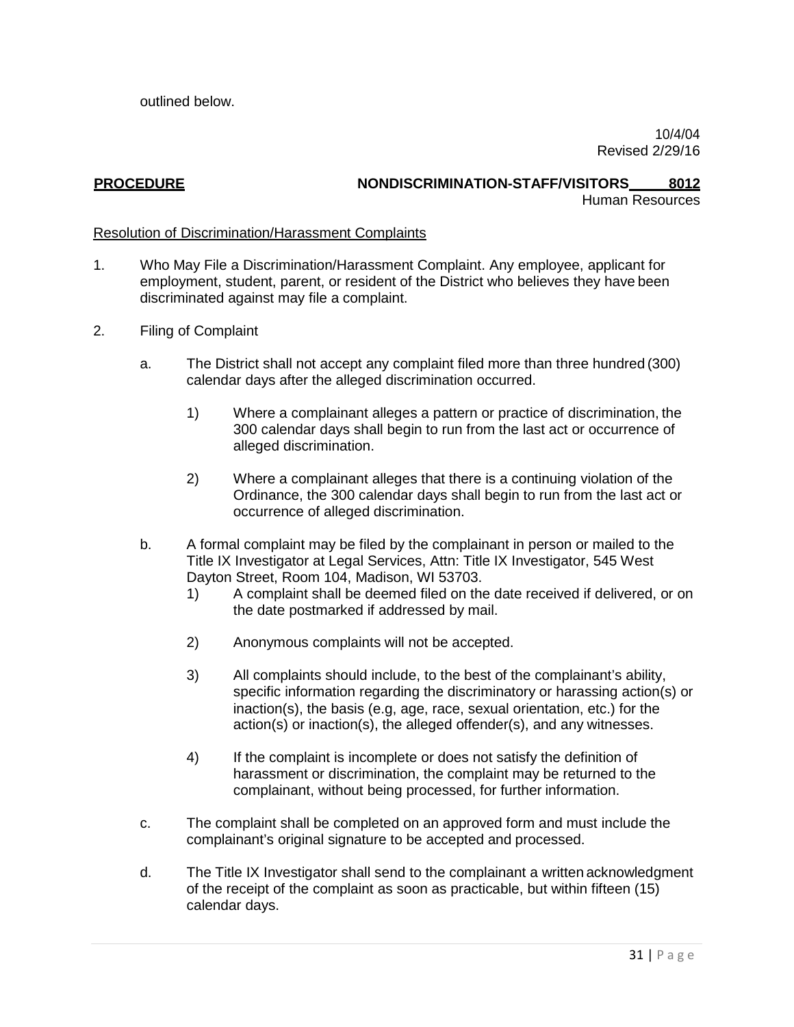outlined below.

10/4/04
Revised 2/29/16

**PROCEDURE** **NONDISCRIMINATION-STAFF/VISITORS 8012**
Human Resources

Resolution of Discrimination/Harassment Complaints

1. Who May File a Discrimination/Harassment Complaint. Any employee, applicant for employment, student, parent, or resident of the District who believes they have been discriminated against may file a complaint.

2. Filing of Complaint

   a. The District shall not accept any complaint filed more than three hundred (300) calendar days after the alleged discrimination occurred.

      1) Where a complainant alleges a pattern or practice of discrimination, the 300 calendar days shall begin to run from the last act or occurrence of alleged discrimination.

      2) Where a complainant alleges that there is a continuing violation of the Ordinance, the 300 calendar days shall begin to run from the last act or occurrence of alleged discrimination.

   b. A formal complaint may be filed by the complainant in person or mailed to the Title IX Investigator at Legal Services, Attn: Title IX Investigator, 545 West Dayton Street, Room 104, Madison, WI 53703.

      1) A complaint shall be deemed filed on the date received if delivered, or on the date postmarked if addressed by mail.

      2) Anonymous complaints will not be accepted.

      3) All complaints should include, to the best of the complainant's ability, specific information regarding the discriminatory or harassing action(s) or inaction(s), the basis (e.g, age, race, sexual orientation, etc.) for the action(s) or inaction(s), the alleged offender(s), and any witnesses.

      4) If the complaint is incomplete or does not satisfy the definition of harassment or discrimination, the complaint may be returned to the complainant, without being processed, for further information.

   c. The complaint shall be completed on an approved form and must include the complainant's original signature to be accepted and processed.

   d. The Title IX Investigator shall send to the complainant a written acknowledgment of the receipt of the complaint as soon as practicable, but within fifteen (15) calendar days.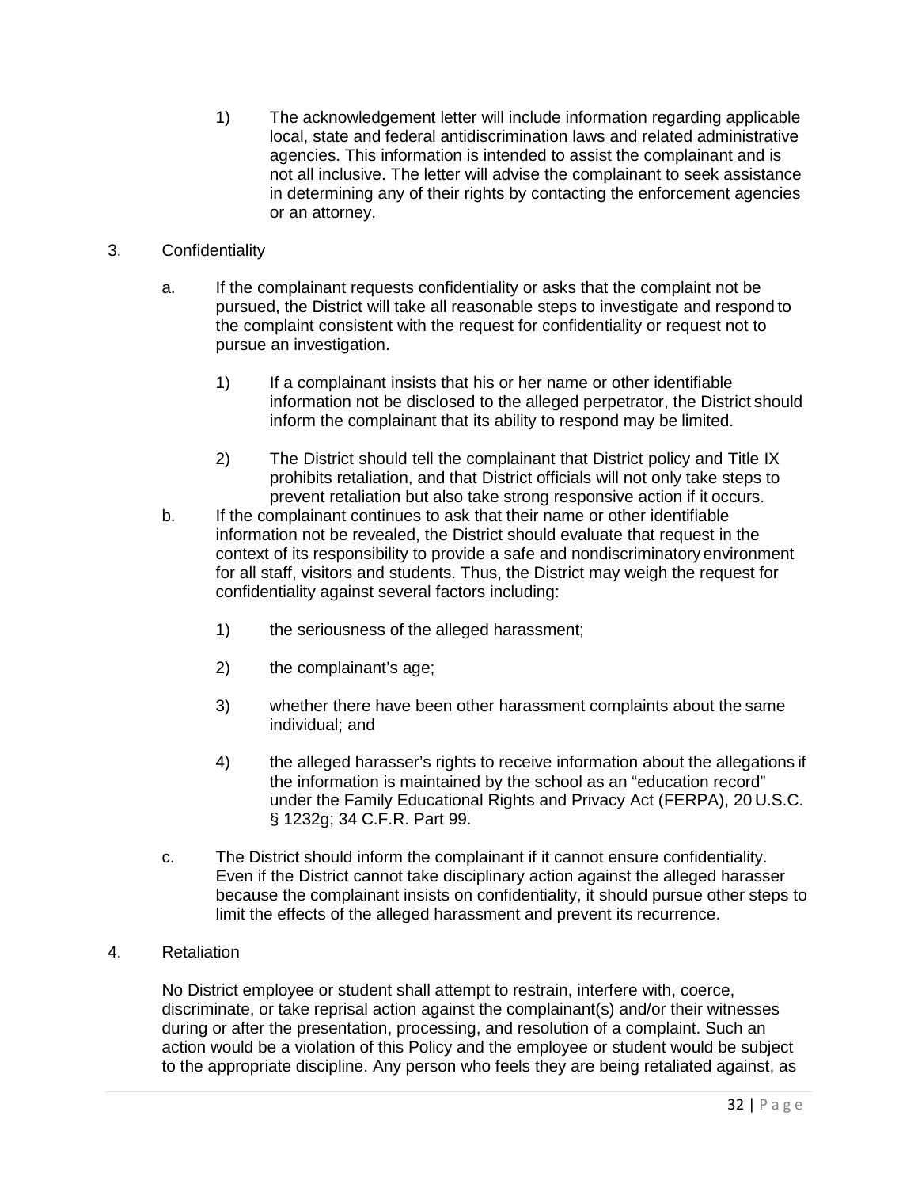1) The acknowledgement letter will include information regarding applicable local, state and federal antidiscrimination laws and related administrative agencies. This information is intended to assist the complainant and is not all inclusive. The letter will advise the complainant to seek assistance in determining any of their rights by contacting the enforcement agencies or an attorney.

3. Confidentiality

a. If the complainant requests confidentiality or asks that the complaint not be pursued, the District will take all reasonable steps to investigate and respond to the complaint consistent with the request for confidentiality or request not to pursue an investigation.

1) If a complainant insists that his or her name or other identifiable information not be disclosed to the alleged perpetrator, the District should inform the complainant that its ability to respond may be limited.

2) The District should tell the complainant that District policy and Title IX prohibits retaliation, and that District officials will not only take steps to prevent retaliation but also take strong responsive action if it occurs.

b. If the complainant continues to ask that their name or other identifiable information not be revealed, the District should evaluate that request in the context of its responsibility to provide a safe and nondiscriminatory environment for all staff, visitors and students. Thus, the District may weigh the request for confidentiality against several factors including:

1) the seriousness of the alleged harassment;

2) the complainant's age;

3) whether there have been other harassment complaints about the same individual; and

4) the alleged harasser's rights to receive information about the allegations if the information is maintained by the school as an "education record" under the Family Educational Rights and Privacy Act (FERPA), 20 U.S.C. § 1232g; 34 C.F.R. Part 99.

c. The District should inform the complainant if it cannot ensure confidentiality. Even if the District cannot take disciplinary action against the alleged harasser because the complainant insists on confidentiality, it should pursue other steps to limit the effects of the alleged harassment and prevent its recurrence.

4. Retaliation

No District employee or student shall attempt to restrain, interfere with, coerce, discriminate, or take reprisal action against the complainant(s) and/or their witnesses during or after the presentation, processing, and resolution of a complaint. Such an action would be a violation of this Policy and the employee or student would be subject to the appropriate discipline. Any person who feels they are being retaliated against, as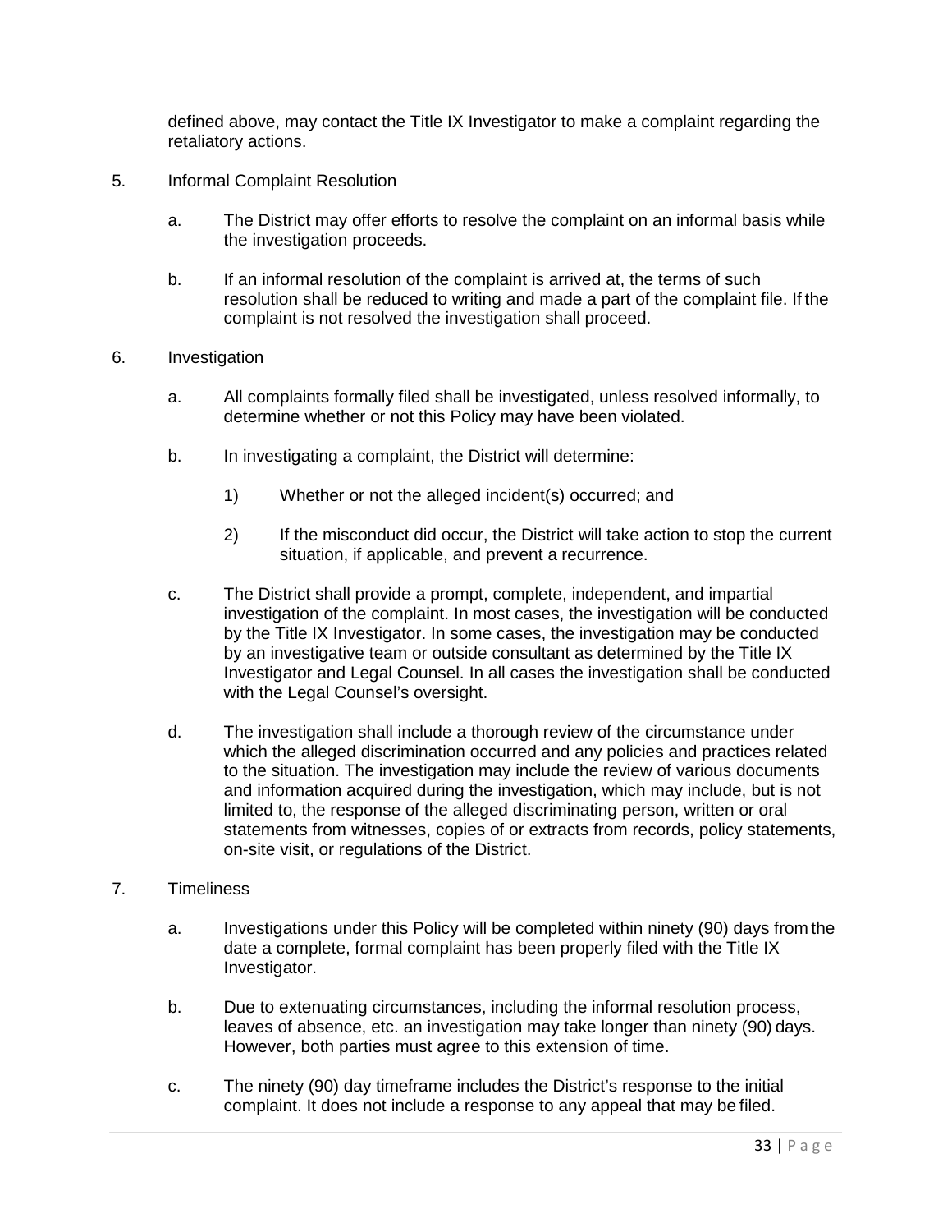defined above, may contact the Title IX Investigator to make a complaint regarding the retaliatory actions.

5. Informal Complaint Resolution

   a. The District may offer efforts to resolve the complaint on an informal basis while the investigation proceeds.

   b. If an informal resolution of the complaint is arrived at, the terms of such resolution shall be reduced to writing and made a part of the complaint file. If the complaint is not resolved the investigation shall proceed.

6. Investigation

   a. All complaints formally filed shall be investigated, unless resolved informally, to determine whether or not this Policy may have been violated.

   b. In investigating a complaint, the District will determine:

      1) Whether or not the alleged incident(s) occurred; and

      2) If the misconduct did occur, the District will take action to stop the current situation, if applicable, and prevent a recurrence.

   c. The District shall provide a prompt, complete, independent, and impartial investigation of the complaint. In most cases, the investigation will be conducted by the Title IX Investigator. In some cases, the investigation may be conducted by an investigative team or outside consultant as determined by the Title IX Investigator and Legal Counsel. In all cases the investigation shall be conducted with the Legal Counsel's oversight.

   d. The investigation shall include a thorough review of the circumstance under which the alleged discrimination occurred and any policies and practices related to the situation. The investigation may include the review of various documents and information acquired during the investigation, which may include, but is not limited to, the response of the alleged discriminating person, written or oral statements from witnesses, copies of or extracts from records, policy statements, on-site visit, or regulations of the District.

7. Timeliness

   a. Investigations under this Policy will be completed within ninety (90) days from the date a complete, formal complaint has been properly filed with the Title IX Investigator.

   b. Due to extenuating circumstances, including the informal resolution process, leaves of absence, etc. an investigation may take longer than ninety (90) days. However, both parties must agree to this extension of time.

   c. The ninety (90) day timeframe includes the District's response to the initial complaint. It does not include a response to any appeal that may be filed.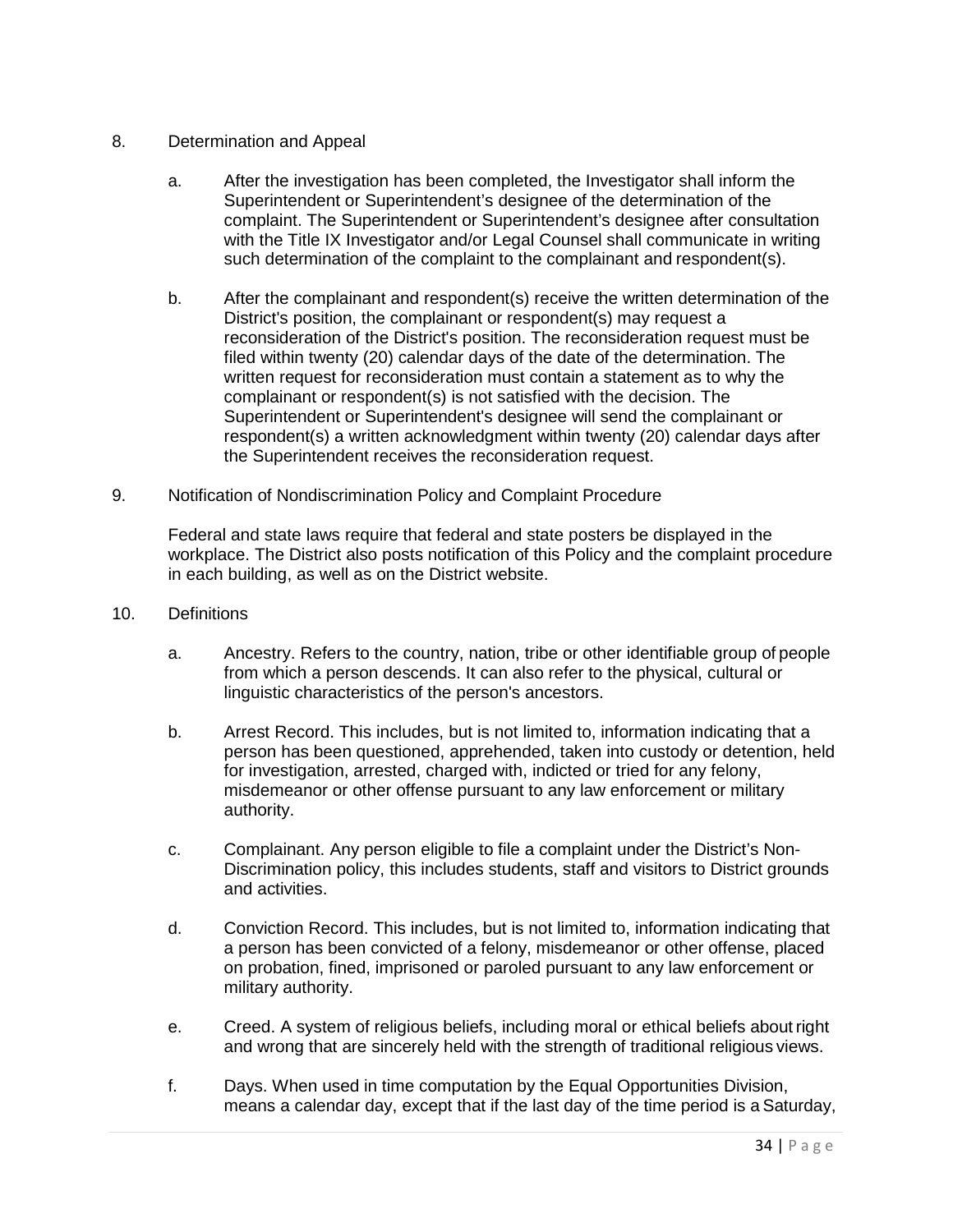8. Determination and Appeal

   a. After the investigation has been completed, the Investigator shall inform the Superintendent or Superintendent's designee of the determination of the complaint. The Superintendent or Superintendent's designee after consultation with the Title IX Investigator and/or Legal Counsel shall communicate in writing such determination of the complaint to the complainant and respondent(s).

   b. After the complainant and respondent(s) receive the written determination of the District's position, the complainant or respondent(s) may request a reconsideration of the District's position. The reconsideration request must be filed within twenty (20) calendar days of the date of the determination. The written request for reconsideration must contain a statement as to why the complainant or respondent(s) is not satisfied with the decision. The Superintendent or Superintendent's designee will send the complainant or respondent(s) a written acknowledgment within twenty (20) calendar days after the Superintendent receives the reconsideration request.

9. Notification of Nondiscrimination Policy and Complaint Procedure

   Federal and state laws require that federal and state posters be displayed in the workplace. The District also posts notification of this Policy and the complaint procedure in each building, as well as on the District website.

10. Definitions

    a. Ancestry. Refers to the country, nation, tribe or other identifiable group of people from which a person descends. It can also refer to the physical, cultural or linguistic characteristics of the person's ancestors.

    b. Arrest Record. This includes, but is not limited to, information indicating that a person has been questioned, apprehended, taken into custody or detention, held for investigation, arrested, charged with, indicted or tried for any felony, misdemeanor or other offense pursuant to any law enforcement or military authority.

    c. Complainant. Any person eligible to file a complaint under the District's Non-Discrimination policy, this includes students, staff and visitors to District grounds and activities.

    d. Conviction Record. This includes, but is not limited to, information indicating that a person has been convicted of a felony, misdemeanor or other offense, placed on probation, fined, imprisoned or paroled pursuant to any law enforcement or military authority.

    e. Creed. A system of religious beliefs, including moral or ethical beliefs about right and wrong that are sincerely held with the strength of traditional religious views.

    f. Days. When used in time computation by the Equal Opportunities Division, means a calendar day, except that if the last day of the time period is a Saturday,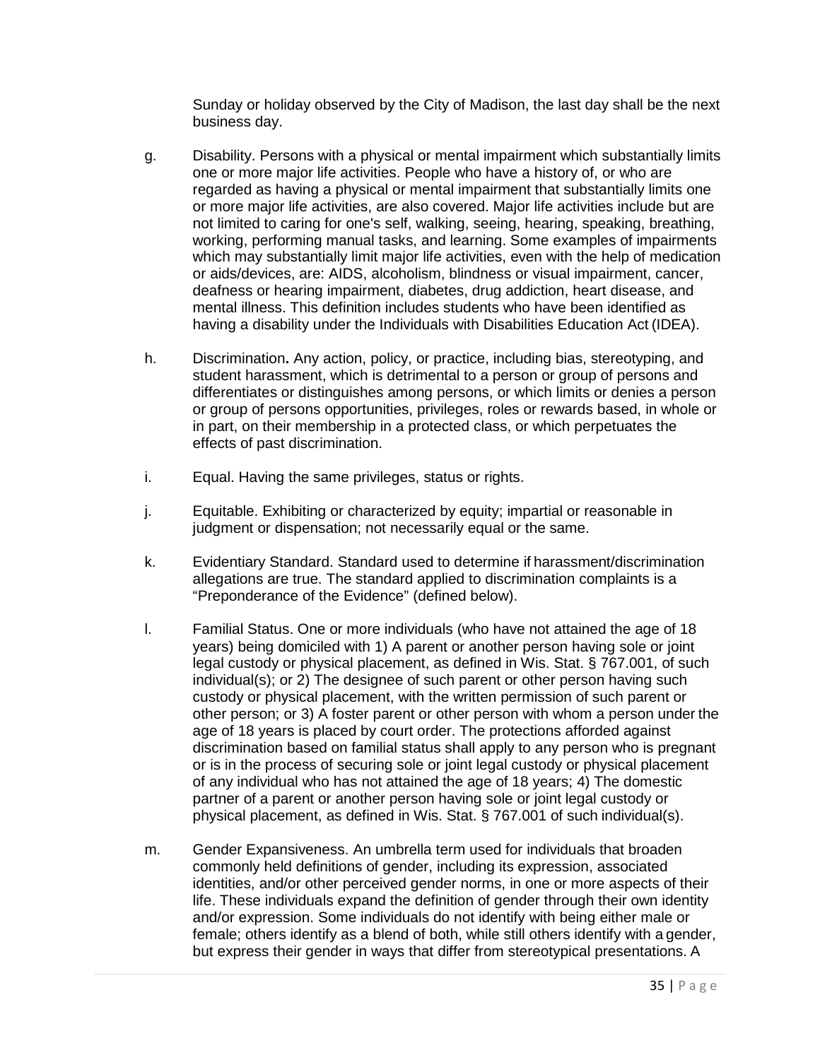Sunday or holiday observed by the City of Madison, the last day shall be the next business day.

g. Disability. Persons with a physical or mental impairment which substantially limits one or more major life activities. People who have a history of, or who are regarded as having a physical or mental impairment that substantially limits one or more major life activities, are also covered. Major life activities include but are not limited to caring for one's self, walking, seeing, hearing, speaking, breathing, working, performing manual tasks, and learning. Some examples of impairments which may substantially limit major life activities, even with the help of medication or aids/devices, are: AIDS, alcoholism, blindness or visual impairment, cancer, deafness or hearing impairment, diabetes, drug addiction, heart disease, and mental illness. This definition includes students who have been identified as having a disability under the Individuals with Disabilities Education Act (IDEA).

h. Discrimination**.** Any action, policy, or practice, including bias, stereotyping, and student harassment, which is detrimental to a person or group of persons and differentiates or distinguishes among persons, or which limits or denies a person or group of persons opportunities, privileges, roles or rewards based, in whole or in part, on their membership in a protected class, or which perpetuates the effects of past discrimination.

i. Equal. Having the same privileges, status or rights.

j. Equitable. Exhibiting or characterized by equity; impartial or reasonable in judgment or dispensation; not necessarily equal or the same.

k. Evidentiary Standard. Standard used to determine if harassment/discrimination allegations are true. The standard applied to discrimination complaints is a "Preponderance of the Evidence" (defined below).

l. Familial Status. One or more individuals (who have not attained the age of 18 years) being domiciled with 1) A parent or another person having sole or joint legal custody or physical placement, as defined in Wis. Stat. § 767.001, of such individual(s); or 2) The designee of such parent or other person having such custody or physical placement, with the written permission of such parent or other person; or 3) A foster parent or other person with whom a person under the age of 18 years is placed by court order. The protections afforded against discrimination based on familial status shall apply to any person who is pregnant or is in the process of securing sole or joint legal custody or physical placement of any individual who has not attained the age of 18 years; 4) The domestic partner of a parent or another person having sole or joint legal custody or physical placement, as defined in Wis. Stat. § 767.001 of such individual(s).

m. Gender Expansiveness. An umbrella term used for individuals that broaden commonly held definitions of gender, including its expression, associated identities, and/or other perceived gender norms, in one or more aspects of their life. These individuals expand the definition of gender through their own identity and/or expression. Some individuals do not identify with being either male or female; others identify as a blend of both, while still others identify with a gender, but express their gender in ways that differ from stereotypical presentations. A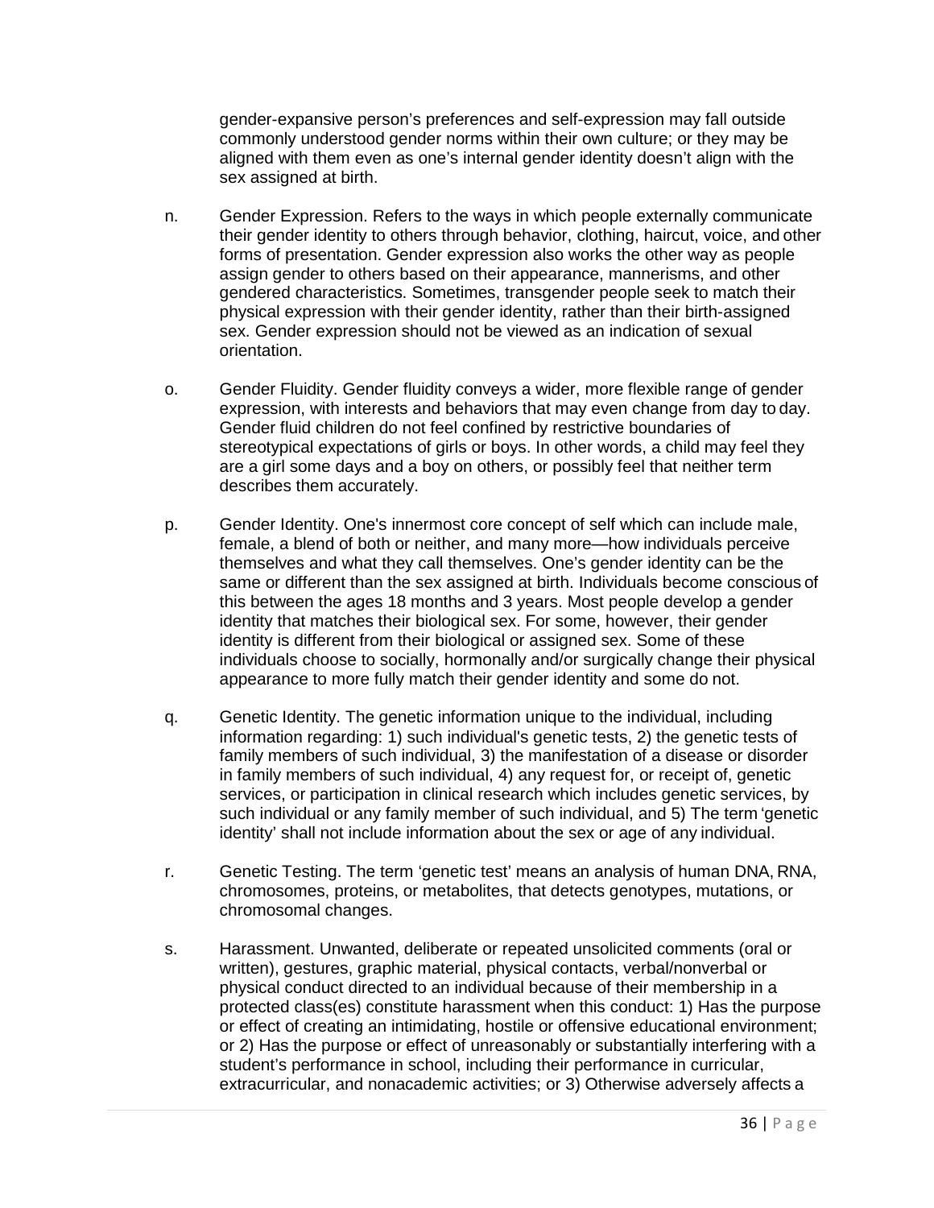gender-expansive person's preferences and self-expression may fall outside commonly understood gender norms within their own culture; or they may be aligned with them even as one's internal gender identity doesn't align with the sex assigned at birth.

n. Gender Expression. Refers to the ways in which people externally communicate their gender identity to others through behavior, clothing, haircut, voice, and other forms of presentation. Gender expression also works the other way as people assign gender to others based on their appearance, mannerisms, and other gendered characteristics. Sometimes, transgender people seek to match their physical expression with their gender identity, rather than their birth-assigned sex. Gender expression should not be viewed as an indication of sexual orientation.

o. Gender Fluidity. Gender fluidity conveys a wider, more flexible range of gender expression, with interests and behaviors that may even change from day to day. Gender fluid children do not feel confined by restrictive boundaries of stereotypical expectations of girls or boys. In other words, a child may feel they are a girl some days and a boy on others, or possibly feel that neither term describes them accurately.

p. Gender Identity. One's innermost core concept of self which can include male, female, a blend of both or neither, and many more—how individuals perceive themselves and what they call themselves. One's gender identity can be the same or different than the sex assigned at birth. Individuals become conscious of this between the ages 18 months and 3 years. Most people develop a gender identity that matches their biological sex. For some, however, their gender identity is different from their biological or assigned sex. Some of these individuals choose to socially, hormonally and/or surgically change their physical appearance to more fully match their gender identity and some do not.

q. Genetic Identity. The genetic information unique to the individual, including information regarding: 1) such individual's genetic tests, 2) the genetic tests of family members of such individual, 3) the manifestation of a disease or disorder in family members of such individual, 4) any request for, or receipt of, genetic services, or participation in clinical research which includes genetic services, by such individual or any family member of such individual, and 5) The term 'genetic identity' shall not include information about the sex or age of any individual.

r. Genetic Testing. The term 'genetic test' means an analysis of human DNA, RNA, chromosomes, proteins, or metabolites, that detects genotypes, mutations, or chromosomal changes.

s. Harassment. Unwanted, deliberate or repeated unsolicited comments (oral or written), gestures, graphic material, physical contacts, verbal/nonverbal or physical conduct directed to an individual because of their membership in a protected class(es) constitute harassment when this conduct: 1) Has the purpose or effect of creating an intimidating, hostile or offensive educational environment; or 2) Has the purpose or effect of unreasonably or substantially interfering with a student's performance in school, including their performance in curricular, extracurricular, and nonacademic activities; or 3) Otherwise adversely affects a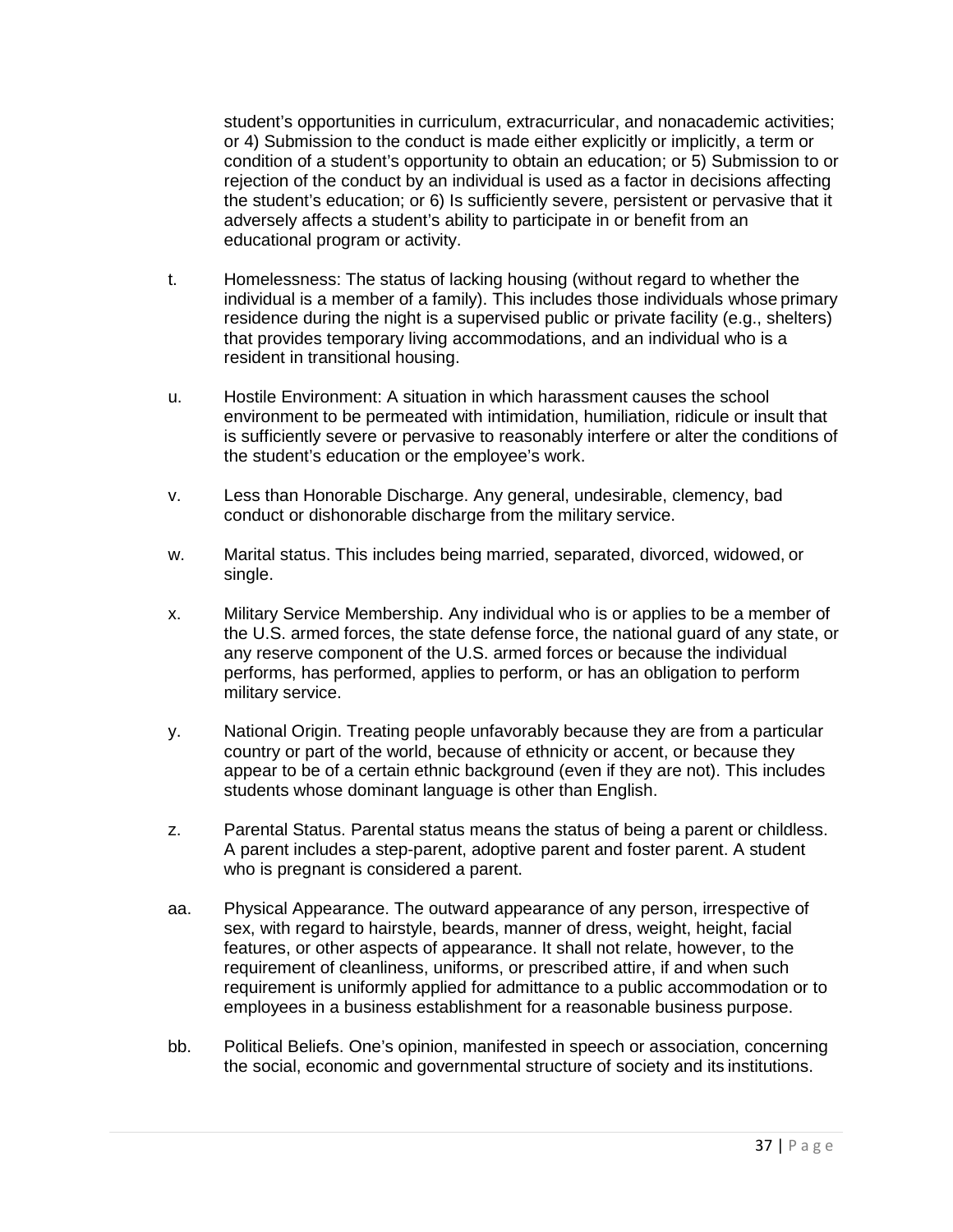student's opportunities in curriculum, extracurricular, and nonacademic activities; or 4) Submission to the conduct is made either explicitly or implicitly, a term or condition of a student's opportunity to obtain an education; or 5) Submission to or rejection of the conduct by an individual is used as a factor in decisions affecting the student's education; or 6) Is sufficiently severe, persistent or pervasive that it adversely affects a student's ability to participate in or benefit from an educational program or activity.

t. Homelessness: The status of lacking housing (without regard to whether the individual is a member of a family). This includes those individuals whose primary residence during the night is a supervised public or private facility (e.g., shelters) that provides temporary living accommodations, and an individual who is a resident in transitional housing.

u. Hostile Environment: A situation in which harassment causes the school environment to be permeated with intimidation, humiliation, ridicule or insult that is sufficiently severe or pervasive to reasonably interfere or alter the conditions of the student's education or the employee's work.

v. Less than Honorable Discharge. Any general, undesirable, clemency, bad conduct or dishonorable discharge from the military service.

w. Marital status. This includes being married, separated, divorced, widowed, or single.

x. Military Service Membership. Any individual who is or applies to be a member of the U.S. armed forces, the state defense force, the national guard of any state, or any reserve component of the U.S. armed forces or because the individual performs, has performed, applies to perform, or has an obligation to perform military service.

y. National Origin. Treating people unfavorably because they are from a particular country or part of the world, because of ethnicity or accent, or because they appear to be of a certain ethnic background (even if they are not). This includes students whose dominant language is other than English.

z. Parental Status. Parental status means the status of being a parent or childless. A parent includes a step-parent, adoptive parent and foster parent. A student who is pregnant is considered a parent.

aa. Physical Appearance. The outward appearance of any person, irrespective of sex, with regard to hairstyle, beards, manner of dress, weight, height, facial features, or other aspects of appearance. It shall not relate, however, to the requirement of cleanliness, uniforms, or prescribed attire, if and when such requirement is uniformly applied for admittance to a public accommodation or to employees in a business establishment for a reasonable business purpose.

bb. Political Beliefs. One's opinion, manifested in speech or association, concerning the social, economic and governmental structure of society and its institutions.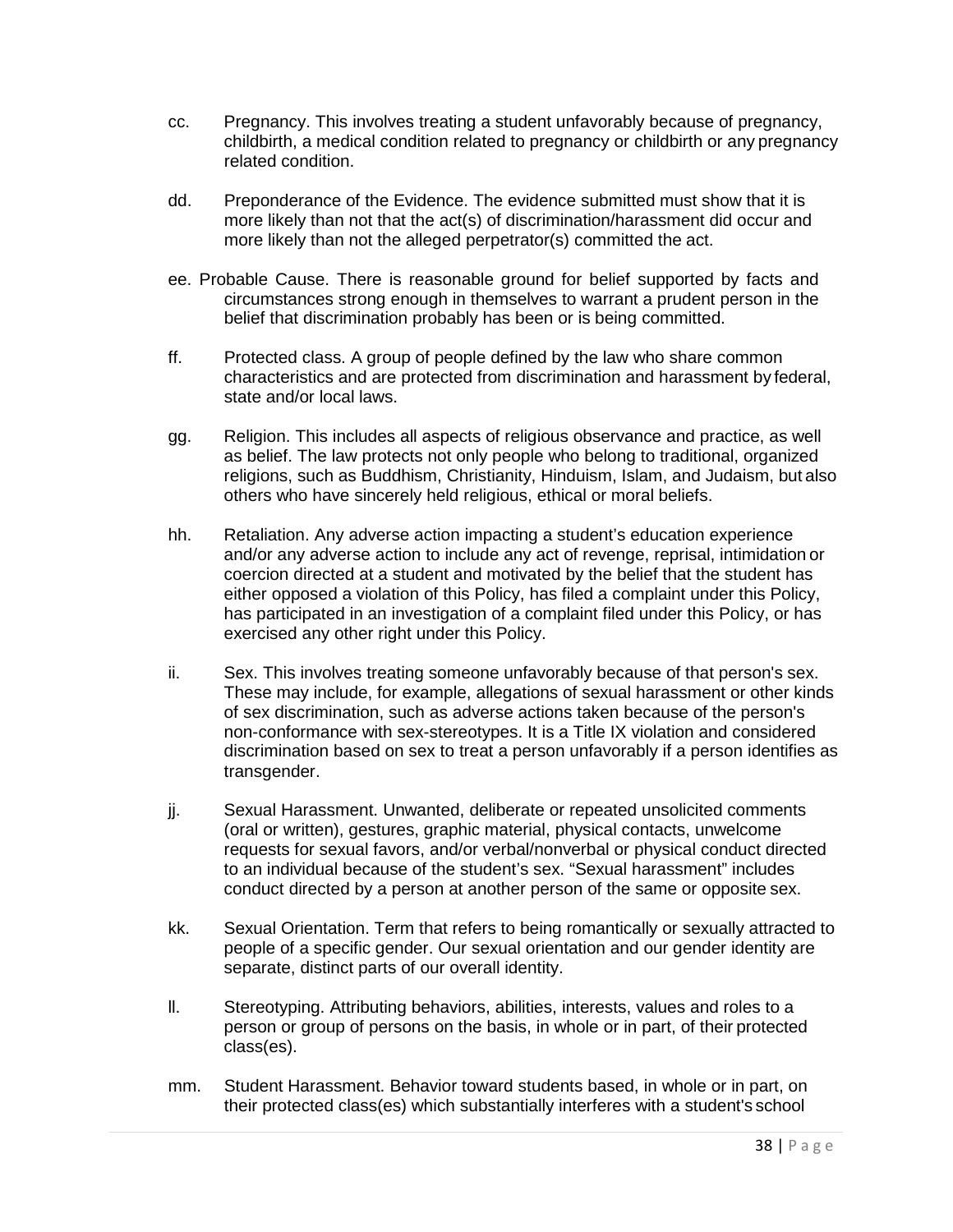cc. Pregnancy. This involves treating a student unfavorably because of pregnancy, childbirth, a medical condition related to pregnancy or childbirth or any pregnancy related condition.

dd. Preponderance of the Evidence. The evidence submitted must show that it is more likely than not that the act(s) of discrimination/harassment did occur and more likely than not the alleged perpetrator(s) committed the act.

ee. Probable Cause. There is reasonable ground for belief supported by facts and circumstances strong enough in themselves to warrant a prudent person in the belief that discrimination probably has been or is being committed.

ff. Protected class. A group of people defined by the law who share common characteristics and are protected from discrimination and harassment by federal, state and/or local laws.

gg. Religion. This includes all aspects of religious observance and practice, as well as belief. The law protects not only people who belong to traditional, organized religions, such as Buddhism, Christianity, Hinduism, Islam, and Judaism, but also others who have sincerely held religious, ethical or moral beliefs.

hh. Retaliation. Any adverse action impacting a student's education experience and/or any adverse action to include any act of revenge, reprisal, intimidation or coercion directed at a student and motivated by the belief that the student has either opposed a violation of this Policy, has filed a complaint under this Policy, has participated in an investigation of a complaint filed under this Policy, or has exercised any other right under this Policy.

ii. Sex. This involves treating someone unfavorably because of that person's sex. These may include, for example, allegations of sexual harassment or other kinds of sex discrimination, such as adverse actions taken because of the person's non-conformance with sex-stereotypes. It is a Title IX violation and considered discrimination based on sex to treat a person unfavorably if a person identifies as transgender.

jj. Sexual Harassment. Unwanted, deliberate or repeated unsolicited comments (oral or written), gestures, graphic material, physical contacts, unwelcome requests for sexual favors, and/or verbal/nonverbal or physical conduct directed to an individual because of the student's sex. "Sexual harassment" includes conduct directed by a person at another person of the same or opposite sex.

kk. Sexual Orientation. Term that refers to being romantically or sexually attracted to people of a specific gender. Our sexual orientation and our gender identity are separate, distinct parts of our overall identity.

ll. Stereotyping. Attributing behaviors, abilities, interests, values and roles to a person or group of persons on the basis, in whole or in part, of their protected class(es).

mm. Student Harassment. Behavior toward students based, in whole or in part, on their protected class(es) which substantially interferes with a student's school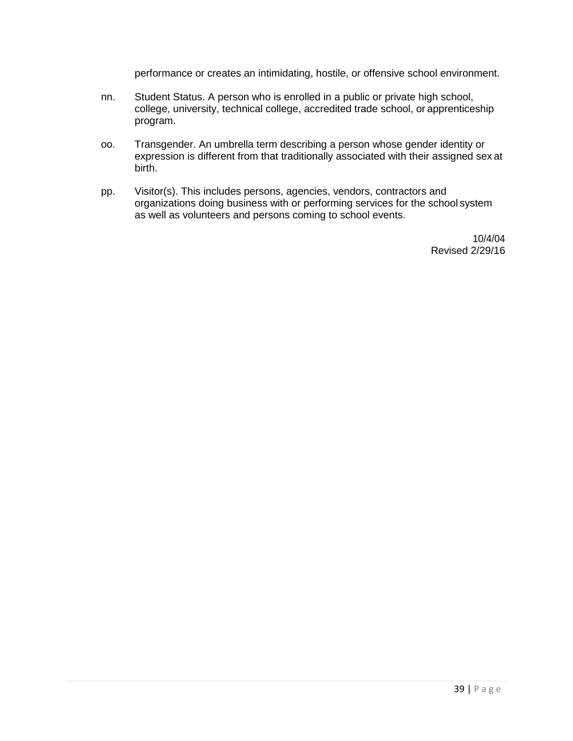performance or creates an intimidating, hostile, or offensive school environment.

nn. Student Status. A person who is enrolled in a public or private high school, college, university, technical college, accredited trade school, or apprenticeship program.

oo. Transgender. An umbrella term describing a person whose gender identity or expression is different from that traditionally associated with their assigned sex at birth.

pp. Visitor(s). This includes persons, agencies, vendors, contractors and organizations doing business with or performing services for the school system as well as volunteers and persons coming to school events.

10/4/04
Revised 2/29/16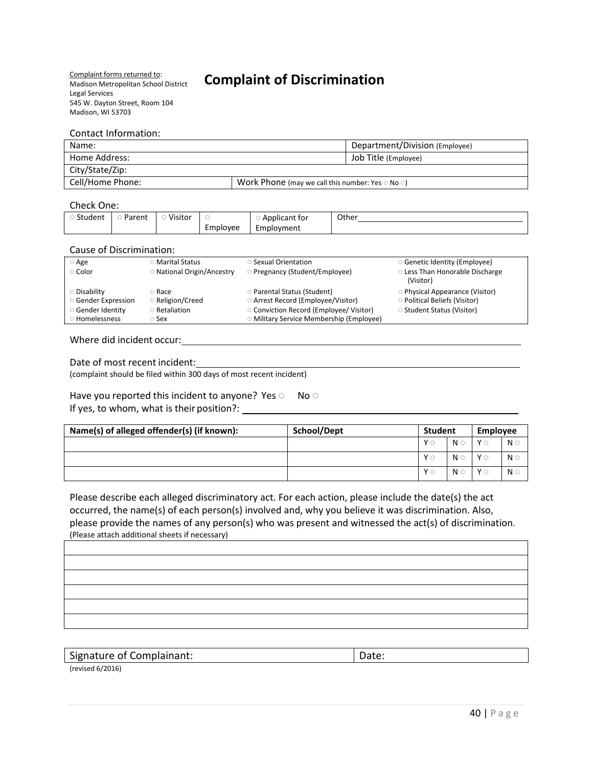Complaint forms returned to:
Madison Metropolitan School District
Legal Services
545 W. Dayton Street, Room 104
Madison, WI 53703

# Complaint of Discrimination

Contact Information:

| | | |
|---|---|---|
| Name: | | Department/Division (Employee) |
| Home Address: | | Job Title (Employee) |
| City/State/Zip: | | |
| Cell/Home Phone: | Work Phone (may we call this number: Yes ○ No ○) | |

Check One:

| | | | | | |
|---|---|---|---|---|---|
| ○ Student | ○ Parent | ○ Visitor | ○ Employee | ○ Applicant for Employment | Other________________ |

Cause of Discrimination:

| | | | |
|---|---|---|---|
| ○ Age | ○ Marital Status | ○ Sexual Orientation | ○ Genetic Identity (Employee) |
| ○ Color | ○ National Origin/Ancestry | ○ Pregnancy (Student/Employee) | ○ Less Than Honorable Discharge (Visitor) |
| ○ Disability | ○ Race | ○ Parental Status (Student) | ○ Physical Appearance (Visitor) |
| ○ Gender Expression | ○ Religion/Creed | ○ Arrest Record (Employee/Visitor) | ○ Political Beliefs (Visitor) |
| ○ Gender Identity | ○ Retaliation | ○ Conviction Record (Employee/ Visitor) | ○ Student Status (Visitor) |
| ○ Homelessness | ○ Sex | ○ Military Service Membership (Employee) | |

Where did incident occur:________________________________________________

Date of most recent incident:________________________________________________
(complaint should be filed within 300 days of most recent incident)

Have you reported this incident to anyone? Yes ○ No ○
If yes, to whom, what is their position?: ________________________________________________

| Name(s) of alleged offender(s) (if known): | School/Dept | Student | | Employee | |
|---|---|---|---|---|---|
| | | Y ○ | N ○ | Y ○ | N ○ |
| | | Y ○ | N ○ | Y ○ | N ○ |
| | | Y ○ | N ○ | Y ○ | N ○ |

Please describe each alleged discriminatory act. For each action, please include the date(s) the act occurred, the name(s) of each person(s) involved and, why you believe it was discrimination. Also, please provide the names of any person(s) who was present and witnessed the act(s) of discrimination.
(Please attach additional sheets if necessary)

| |
|---|
| |
| |
| |
| |
| |
| |

| | |
|---|---|
| Signature of Complainant: | Date: |

(revised 6/2016)